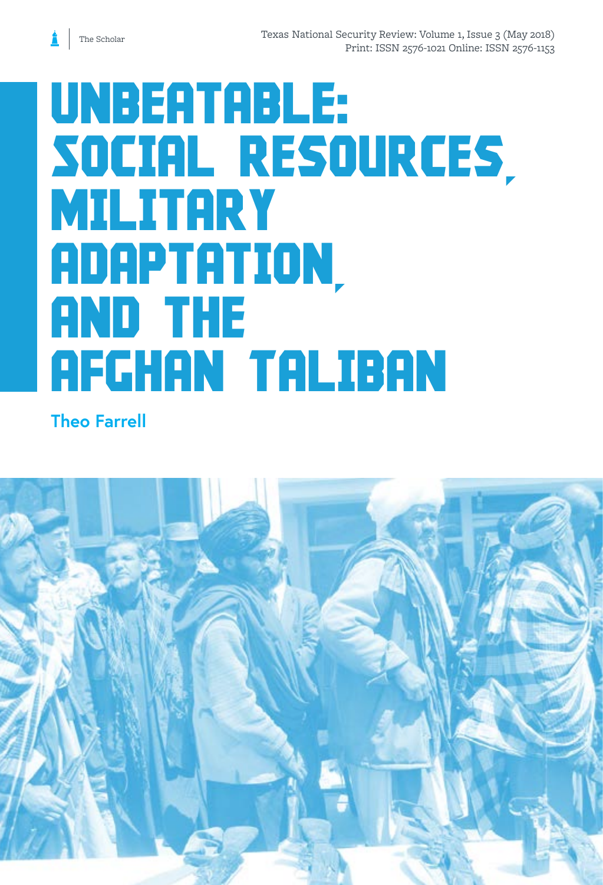# UNBEATABLE: SOCIAL RESOURCES, MILITARY ADAPTATION, AND THE AFGHAN TALIBAN

**Theo Farrell**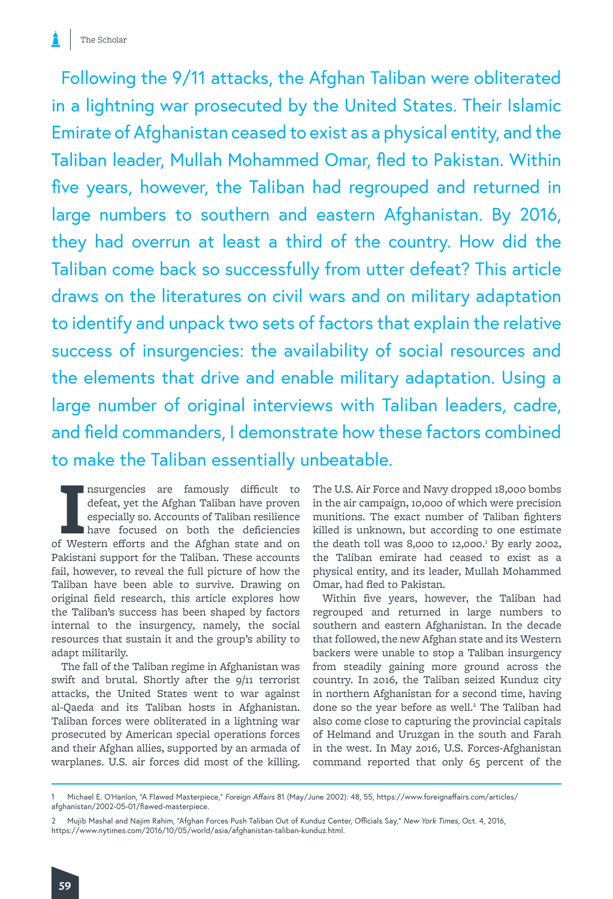Following the 9/11 attacks, the Afghan Taliban were obliterated in a lightning war prosecuted by the United States. Their Islamic Emirate of Afghanistan ceased to exist as a physical entity, and the Taliban leader, Mullah Mohammed Omar, fled to Pakistan. Within five years, however, the Taliban had regrouped and returned in large numbers to southern and eastern Afghanistan. By 2016, they had overrun at least a third of the country. How did the Taliban come back so successfully from utter defeat? This article draws on the literatures on civil wars and on military adaptation to identify and unpack two sets of factors that explain the relative success of insurgencies: the availability of social resources and the elements that drive and enable military adaptation. Using a large number of original interviews with Taliban leaders, cadre, and field commanders, I demonstrate how these factors combined to make the Taliban essentially unbeatable.

Insurgencies are famously difficult to defeat, yet the Afghan Taliban have proven especially so. Accounts of Taliban resilience have focused on both the deficiencies of Western efforts and the Afghan state and on Pakistani support for the Taliban. These accounts fail, however, to reveal the full picture of how the Taliban have been able to survive. Drawing on original field research, this article explores how the Taliban's success has been shaped by factors internal to the insurgency, namely, the social resources that sustain it and the group's ability to adapt militarily.

The fall of the Taliban regime in Afghanistan was swift and brutal. Shortly after the 9/11 terrorist attacks, the United States went to war against al-Qaeda and its Taliban hosts in Afghanistan. Taliban forces were obliterated in a lightning war prosecuted by American special operations forces and their Afghan allies, supported by an armada of warplanes. U.S. air forces did most of the killing. The U.S. Air Force and Navy dropped 18,000 bombs in the air campaign, 10,000 of which were precision munitions. The exact number of Taliban fighters killed is unknown, but according to one estimate the death toll was 8,000 to 12,000.[1] By early 2002, the Taliban emirate had ceased to exist as a physical entity, and its leader, Mullah Mohammed Omar, had fled to Pakistan.

Within five years, however, the Taliban had regrouped and returned in large numbers to southern and eastern Afghanistan. In the decade that followed, the new Afghan state and its Western backers were unable to stop a Taliban insurgency from steadily gaining more ground across the country. In 2016, the Taliban seized Kunduz city in northern Afghanistan for a second time, having done so the year before as well.[2] The Taliban had also come close to capturing the provincial capitals of Helmand and Uruzgan in the south and Farah in the west. In May 2016, U.S. Forces-Afghanistan command reported that only 65 percent of the

---

1 Michael E. O'Hanlon, "A Flawed Masterpiece," *Foreign Affairs* 81 (May/June 2002): 48, 55, https://www.foreignaffairs.com/articles/afghanistan/2002-05-01/flawed-masterpiece.

2 Mujib Mashal and Najim Rahim, "Afghan Forces Push Taliban Out of Kunduz Center, Officials Say," *New York Times*, Oct. 4, 2016, https://www.nytimes.com/2016/10/05/world/asia/afghanistan-taliban-kunduz.html.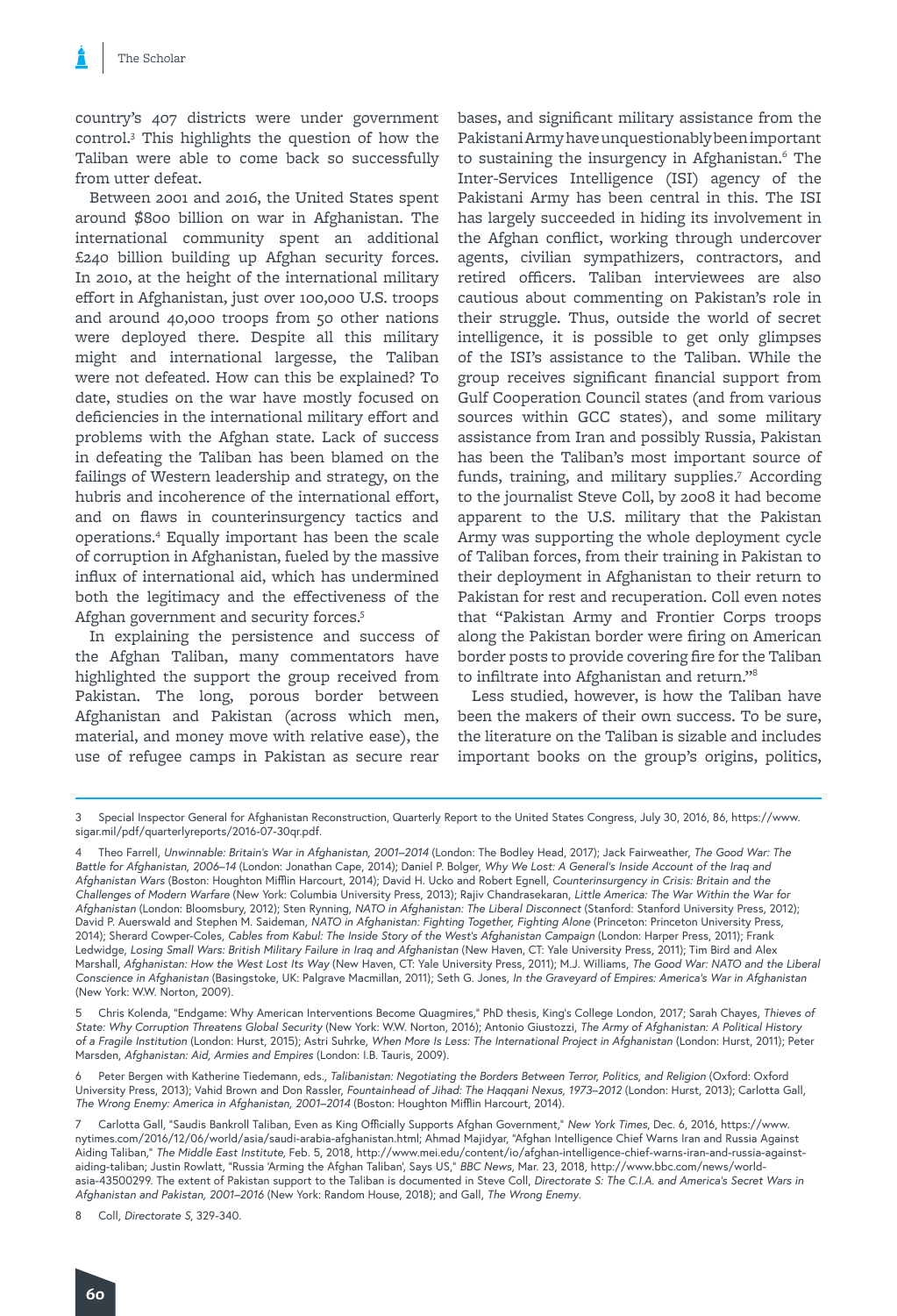country's 407 districts were under government control.[3] This highlights the question of how the Taliban were able to come back so successfully from utter defeat.

Between 2001 and 2016, the United States spent around $800 billion on war in Afghanistan. The international community spent an additional £240 billion building up Afghan security forces. In 2010, at the height of the international military effort in Afghanistan, just over 100,000 U.S. troops and around 40,000 troops from 50 other nations were deployed there. Despite all this military might and international largesse, the Taliban were not defeated. How can this be explained? To date, studies on the war have mostly focused on deficiencies in the international military effort and problems with the Afghan state. Lack of success in defeating the Taliban has been blamed on the failings of Western leadership and strategy, on the hubris and incoherence of the international effort, and on flaws in counterinsurgency tactics and operations.[4] Equally important has been the scale of corruption in Afghanistan, fueled by the massive influx of international aid, which has undermined both the legitimacy and the effectiveness of the Afghan government and security forces.[5]

In explaining the persistence and success of the Afghan Taliban, many commentators have highlighted the support the group received from Pakistan. The long, porous border between Afghanistan and Pakistan (across which men, material, and money move with relative ease), the use of refugee camps in Pakistan as secure rear bases, and significant military assistance from the Pakistani Army have unquestionably been important to sustaining the insurgency in Afghanistan.[6] The Inter-Services Intelligence (ISI) agency of the Pakistani Army has been central in this. The ISI has largely succeeded in hiding its involvement in the Afghan conflict, working through undercover agents, civilian sympathizers, contractors, and retired officers. Taliban interviewees are also cautious about commenting on Pakistan's role in their struggle. Thus, outside the world of secret intelligence, it is possible to get only glimpses of the ISI's assistance to the Taliban. While the group receives significant financial support from Gulf Cooperation Council states (and from various sources within GCC states), and some military assistance from Iran and possibly Russia, Pakistan has been the Taliban's most important source of funds, training, and military supplies.[7] According to the journalist Steve Coll, by 2008 it had become apparent to the U.S. military that the Pakistan Army was supporting the whole deployment cycle of Taliban forces, from their training in Pakistan to their deployment in Afghanistan to their return to Pakistan for rest and recuperation. Coll even notes that "Pakistan Army and Frontier Corps troops along the Pakistan border were firing on American border posts to provide covering fire for the Taliban to infiltrate into Afghanistan and return."[8]

Less studied, however, is how the Taliban have been the makers of their own success. To be sure, the literature on the Taliban is sizable and includes important books on the group's origins, politics,

---

3 Special Inspector General for Afghanistan Reconstruction, Quarterly Report to the United States Congress, July 30, 2016, 86, https://www.sigar.mil/pdf/quarterlyreports/2016-07-30qr.pdf.

4 Theo Farrell, *Unwinnable: Britain's War in Afghanistan, 2001–2014* (London: The Bodley Head, 2017); Jack Fairweather, *The Good War: The Battle for Afghanistan, 2006–14* (London: Jonathan Cape, 2014); Daniel P. Bolger, *Why We Lost: A General's Inside Account of the Iraq and Afghanistan Wars* (Boston: Houghton Mifflin Harcourt, 2014); David H. Ucko and Robert Egnell, *Counterinsurgency in Crisis: Britain and the Challenges of Modern Warfare* (New York: Columbia University Press, 2013); Rajiv Chandrasekaran, *Little America: The War Within the War for Afghanistan* (London: Bloomsbury, 2012); Sten Rynning, *NATO in Afghanistan: The Liberal Disconnect* (Stanford: Stanford University Press, 2012); David P. Auerswald and Stephen M. Saideman, *NATO in Afghanistan: Fighting Together, Fighting Alone* (Princeton: Princeton University Press, 2014); Sherard Cowper-Coles, *Cables from Kabul: The Inside Story of the West's Afghanistan Campaign* (London: Harper Press, 2011); Frank Ledwidge, *Losing Small Wars: British Military Failure in Iraq and Afghanistan* (New Haven, CT: Yale University Press, 2011); Tim Bird and Alex Marshall, *Afghanistan: How the West Lost Its Way* (New Haven, CT: Yale University Press, 2011); M.J. Williams, *The Good War: NATO and the Liberal Conscience in Afghanistan* (Basingstoke, UK: Palgrave Macmillan, 2011); Seth G. Jones, *In the Graveyard of Empires: America's War in Afghanistan* (New York: W.W. Norton, 2009).

5 Chris Kolenda, "Endgame: Why American Interventions Become Quagmires," PhD thesis, King's College London, 2017; Sarah Chayes, *Thieves of State: Why Corruption Threatens Global Security* (New York: W.W. Norton, 2016); Antonio Giustozzi, *The Army of Afghanistan: A Political History of a Fragile Institution* (London: Hurst, 2015); Astri Suhrke, *When More Is Less: The International Project in Afghanistan* (London: Hurst, 2011); Peter Marsden, *Afghanistan: Aid, Armies and Empires* (London: I.B. Tauris, 2009).

6 Peter Bergen with Katherine Tiedemann, eds., *Talibanistan: Negotiating the Borders Between Terror, Politics, and Religion* (Oxford: Oxford University Press, 2013); Vahid Brown and Don Rassler, *Fountainhead of Jihad: The Haqqani Nexus, 1973–2012* (London: Hurst, 2013); Carlotta Gall, *The Wrong Enemy: America in Afghanistan, 2001–2014* (Boston: Houghton Mifflin Harcourt, 2014).

7 Carlotta Gall, "Saudis Bankroll Taliban, Even as King Officially Supports Afghan Government," *New York Times*, Dec. 6, 2016, https://www.nytimes.com/2016/12/06/world/asia/saudi-arabia-afghanistan.html; Ahmad Majidyar, "Afghan Intelligence Chief Warns Iran and Russia Against Aiding Taliban," *The Middle East Institute*, Feb. 5, 2018, http://www.mei.edu/content/io/afghan-intelligence-chief-warns-iran-and-russia-against-aiding-taliban; Justin Rowlatt, "Russia 'Arming the Afghan Taliban', Says US," *BBC News*, Mar. 23, 2018, http://www.bbc.com/news/world-asia-43500299. The extent of Pakistan support to the Taliban is documented in Steve Coll, *Directorate S: The C.I.A. and America's Secret Wars in Afghanistan and Pakistan, 2001–2016* (New York: Random House, 2018); and Gall, *The Wrong Enemy*.

8 Coll, *Directorate S*, 329-340.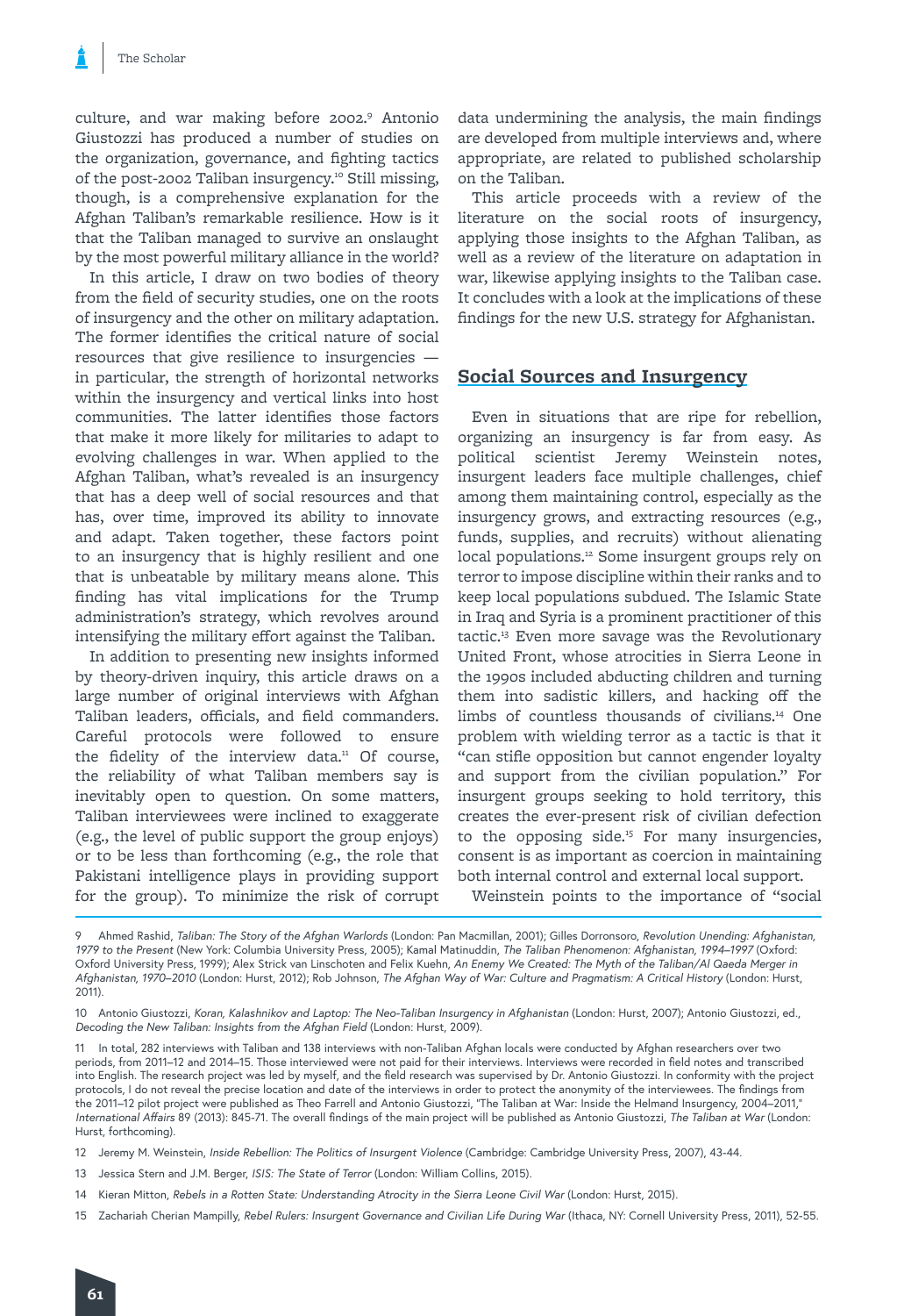culture, and war making before 2002.[9] Antonio Giustozzi has produced a number of studies on the organization, governance, and fighting tactics of the post-2002 Taliban insurgency.[10] Still missing, though, is a comprehensive explanation for the Afghan Taliban's remarkable resilience. How is it that the Taliban managed to survive an onslaught by the most powerful military alliance in the world?

In this article, I draw on two bodies of theory from the field of security studies, one on the roots of insurgency and the other on military adaptation. The former identifies the critical nature of social resources that give resilience to insurgencies — in particular, the strength of horizontal networks within the insurgency and vertical links into host communities. The latter identifies those factors that make it more likely for militaries to adapt to evolving challenges in war. When applied to the Afghan Taliban, what's revealed is an insurgency that has a deep well of social resources and that has, over time, improved its ability to innovate and adapt. Taken together, these factors point to an insurgency that is highly resilient and one that is unbeatable by military means alone. This finding has vital implications for the Trump administration's strategy, which revolves around intensifying the military effort against the Taliban.

In addition to presenting new insights informed by theory-driven inquiry, this article draws on a large number of original interviews with Afghan Taliban leaders, officials, and field commanders. Careful protocols were followed to ensure the fidelity of the interview data.[11] Of course, the reliability of what Taliban members say is inevitably open to question. On some matters, Taliban interviewees were inclined to exaggerate (e.g., the level of public support the group enjoys) or to be less than forthcoming (e.g., the role that Pakistani intelligence plays in providing support for the group). To minimize the risk of corrupt data undermining the analysis, the main findings are developed from multiple interviews and, where appropriate, are related to published scholarship on the Taliban.

This article proceeds with a review of the literature on the social roots of insurgency, applying those insights to the Afghan Taliban, as well as a review of the literature on adaptation in war, likewise applying insights to the Taliban case. It concludes with a look at the implications of these findings for the new U.S. strategy for Afghanistan.

## Social Sources and Insurgency

Even in situations that are ripe for rebellion, organizing an insurgency is far from easy. As political scientist Jeremy Weinstein notes, insurgent leaders face multiple challenges, chief among them maintaining control, especially as the insurgency grows, and extracting resources (e.g., funds, supplies, and recruits) without alienating local populations.[12] Some insurgent groups rely on terror to impose discipline within their ranks and to keep local populations subdued. The Islamic State in Iraq and Syria is a prominent practitioner of this tactic.[13] Even more savage was the Revolutionary United Front, whose atrocities in Sierra Leone in the 1990s included abducting children and turning them into sadistic killers, and hacking off the limbs of countless thousands of civilians.[14] One problem with wielding terror as a tactic is that it "can stifle opposition but cannot engender loyalty and support from the civilian population." For insurgent groups seeking to hold territory, this creates the ever-present risk of civilian defection to the opposing side.[15] For many insurgencies, consent is as important as coercion in maintaining both internal control and external local support.

Weinstein points to the importance of "social

---

9 Ahmed Rashid, *Taliban: The Story of the Afghan Warlords* (London: Pan Macmillan, 2001); Gilles Dorronsoro, *Revolution Unending: Afghanistan, 1979 to the Present* (New York: Columbia University Press, 2005); Kamal Matinuddin, *The Taliban Phenomenon: Afghanistan, 1994–1997* (Oxford: Oxford University Press, 1999); Alex Strick van Linschoten and Felix Kuehn, *An Enemy We Created: The Myth of the Taliban/Al Qaeda Merger in Afghanistan, 1970–2010* (London: Hurst, 2012); Rob Johnson, *The Afghan Way of War: Culture and Pragmatism: A Critical History* (London: Hurst, 2011).

10 Antonio Giustozzi, *Koran, Kalashnikov and Laptop: The Neo-Taliban Insurgency in Afghanistan* (London: Hurst, 2007); Antonio Giustozzi, ed., *Decoding the New Taliban: Insights from the Afghan Field* (London: Hurst, 2009).

11 In total, 282 interviews with Taliban and 138 interviews with non-Taliban Afghan locals were conducted by Afghan researchers over two periods, from 2011–12 and 2014–15. Those interviewed were not paid for their interviews. Interviews were recorded in field notes and transcribed into English. The research project was led by myself, and the field research was supervised by Dr. Antonio Giustozzi. In conformity with the project protocols, I do not reveal the precise location and date of the interviews in order to protect the anonymity of the interviewees. The findings from the 2011–12 pilot project were published as Theo Farrell and Antonio Giustozzi, "The Taliban at War: Inside the Helmand Insurgency, 2004–2011," *International Affairs* 89 (2013): 845-71. The overall findings of the main project will be published as Antonio Giustozzi, *The Taliban at War* (London: Hurst, forthcoming).

12 Jeremy M. Weinstein, *Inside Rebellion: The Politics of Insurgent Violence* (Cambridge: Cambridge University Press, 2007), 43-44.

13 Jessica Stern and J.M. Berger, *ISIS: The State of Terror* (London: William Collins, 2015).

14 Kieran Mitton, *Rebels in a Rotten State: Understanding Atrocity in the Sierra Leone Civil War* (London: Hurst, 2015).

15 Zachariah Cherian Mampilly, *Rebel Rulers: Insurgent Governance and Civilian Life During War* (Ithaca, NY: Cornell University Press, 2011), 52-55.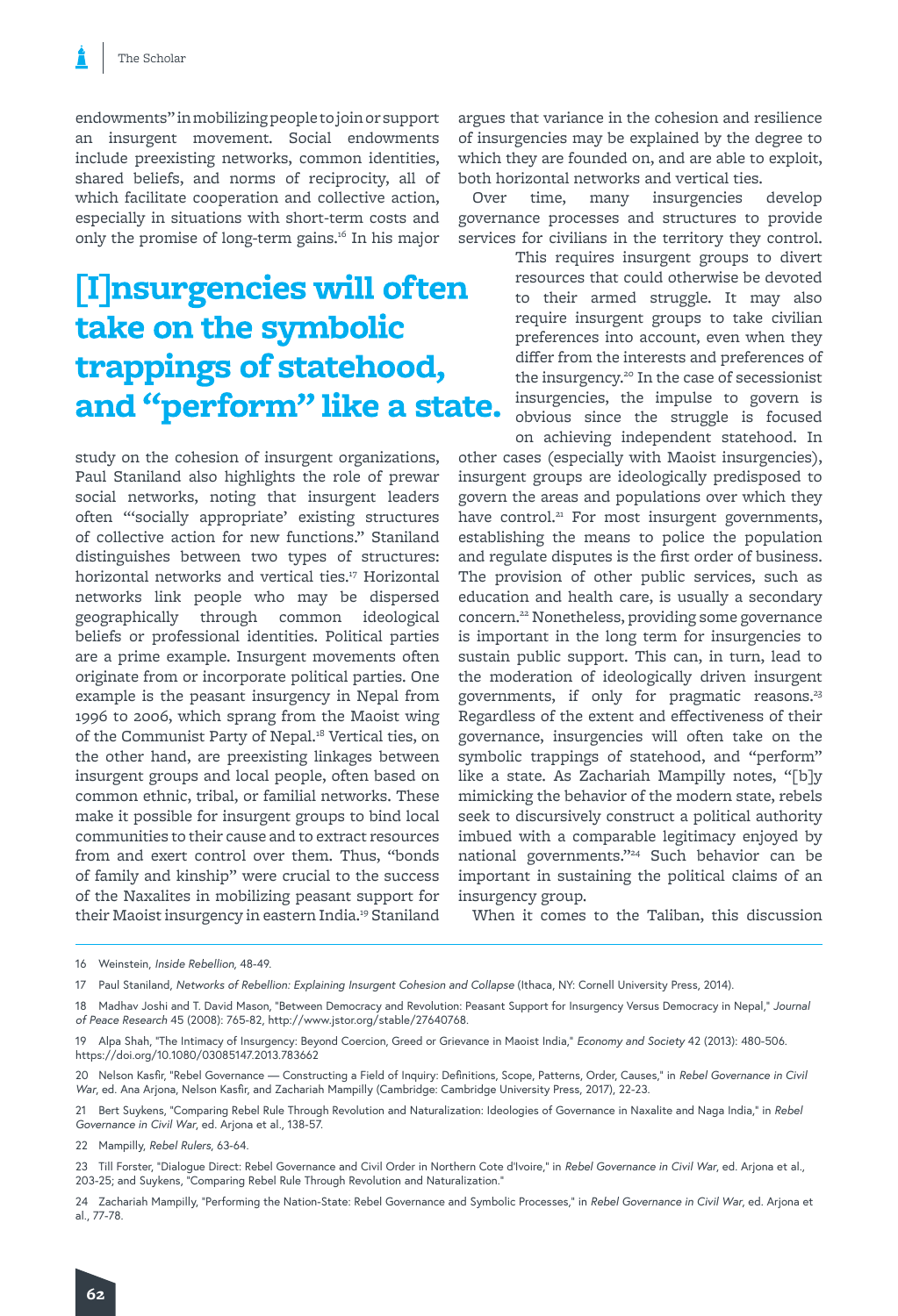endowments" in mobilizing people to join or support an insurgent movement. Social endowments include preexisting networks, common identities, shared beliefs, and norms of reciprocity, all of which facilitate cooperation and collective action, especially in situations with short-term costs and only the promise of long-term gains.[16] In his major study on the cohesion of insurgent organizations, Paul Staniland also highlights the role of prewar social networks, noting that insurgent leaders often "'socially appropriate' existing structures of collective action for new functions." Staniland distinguishes between two types of structures: horizontal networks and vertical ties.[17] Horizontal networks link people who may be dispersed geographically through common ideological beliefs or professional identities. Political parties are a prime example. Insurgent movements often originate from or incorporate political parties. One example is the peasant insurgency in Nepal from 1996 to 2006, which sprang from the Maoist wing of the Communist Party of Nepal.[18] Vertical ties, on the other hand, are preexisting linkages between insurgent groups and local people, often based on common ethnic, tribal, or familial networks. These make it possible for insurgent groups to bind local communities to their cause and to extract resources from and exert control over them. Thus, "bonds of family and kinship" were crucial to the success of the Naxalites in mobilizing peasant support for their Maoist insurgency in eastern India.[19] Staniland argues that variance in the cohesion and resilience of insurgencies may be explained by the degree to which they are founded on, and are able to exploit, both horizontal networks and vertical ties.

> **[I]nsurgencies will often take on the symbolic trappings of statehood, and "perform" like a state.**

Over time, many insurgencies develop governance processes and structures to provide services for civilians in the territory they control. This requires insurgent groups to divert resources that could otherwise be devoted to their armed struggle. It may also require insurgent groups to take civilian preferences into account, even when they differ from the interests and preferences of the insurgency.[20] In the case of secessionist insurgencies, the impulse to govern is obvious since the struggle is focused on achieving independent statehood. In other cases (especially with Maoist insurgencies), insurgent groups are ideologically predisposed to govern the areas and populations over which they have control.[21] For most insurgent governments, establishing the means to police the population and regulate disputes is the first order of business. The provision of other public services, such as education and health care, is usually a secondary concern.[22] Nonetheless, providing some governance is important in the long term for insurgencies to sustain public support. This can, in turn, lead to the moderation of ideologically driven insurgent governments, if only for pragmatic reasons.[23] Regardless of the extent and effectiveness of their governance, insurgencies will often take on the symbolic trappings of statehood, and "perform" like a state. As Zachariah Mampilly notes, "[b]y mimicking the behavior of the modern state, rebels seek to discursively construct a political authority imbued with a comparable legitimacy enjoyed by national governments."[24] Such behavior can be important in sustaining the political claims of an insurgency group.

When it comes to the Taliban, this discussion

---

16 Weinstein, *Inside Rebellion*, 48-49.

17 Paul Staniland, *Networks of Rebellion: Explaining Insurgent Cohesion and Collapse* (Ithaca, NY: Cornell University Press, 2014).

18 Madhav Joshi and T. David Mason, "Between Democracy and Revolution: Peasant Support for Insurgency Versus Democracy in Nepal," *Journal of Peace Research* 45 (2008): 765-82, http://www.jstor.org/stable/27640768.

19 Alpa Shah, "The Intimacy of Insurgency: Beyond Coercion, Greed or Grievance in Maoist India," *Economy and Society* 42 (2013): 480-506. https://doi.org/10.1080/03085147.2013.783662

20 Nelson Kasfir, "Rebel Governance — Constructing a Field of Inquiry: Definitions, Scope, Patterns, Order, Causes," in *Rebel Governance in Civil War*, ed. Ana Arjona, Nelson Kasfir, and Zachariah Mampilly (Cambridge: Cambridge University Press, 2017), 22-23.

21 Bert Suykens, "Comparing Rebel Rule Through Revolution and Naturalization: Ideologies of Governance in Naxalite and Naga India," in *Rebel Governance in Civil War*, ed. Arjona et al., 138-57.

22 Mampilly, *Rebel Rulers*, 63-64.

23 Till Forster, "Dialogue Direct: Rebel Governance and Civil Order in Northern Cote d'Ivoire," in *Rebel Governance in Civil War*, ed. Arjona et al., 203-25; and Suykens, "Comparing Rebel Rule Through Revolution and Naturalization."

24 Zachariah Mampilly, "Performing the Nation-State: Rebel Governance and Symbolic Processes," in *Rebel Governance in Civil War*, ed. Arjona et al., 77-78.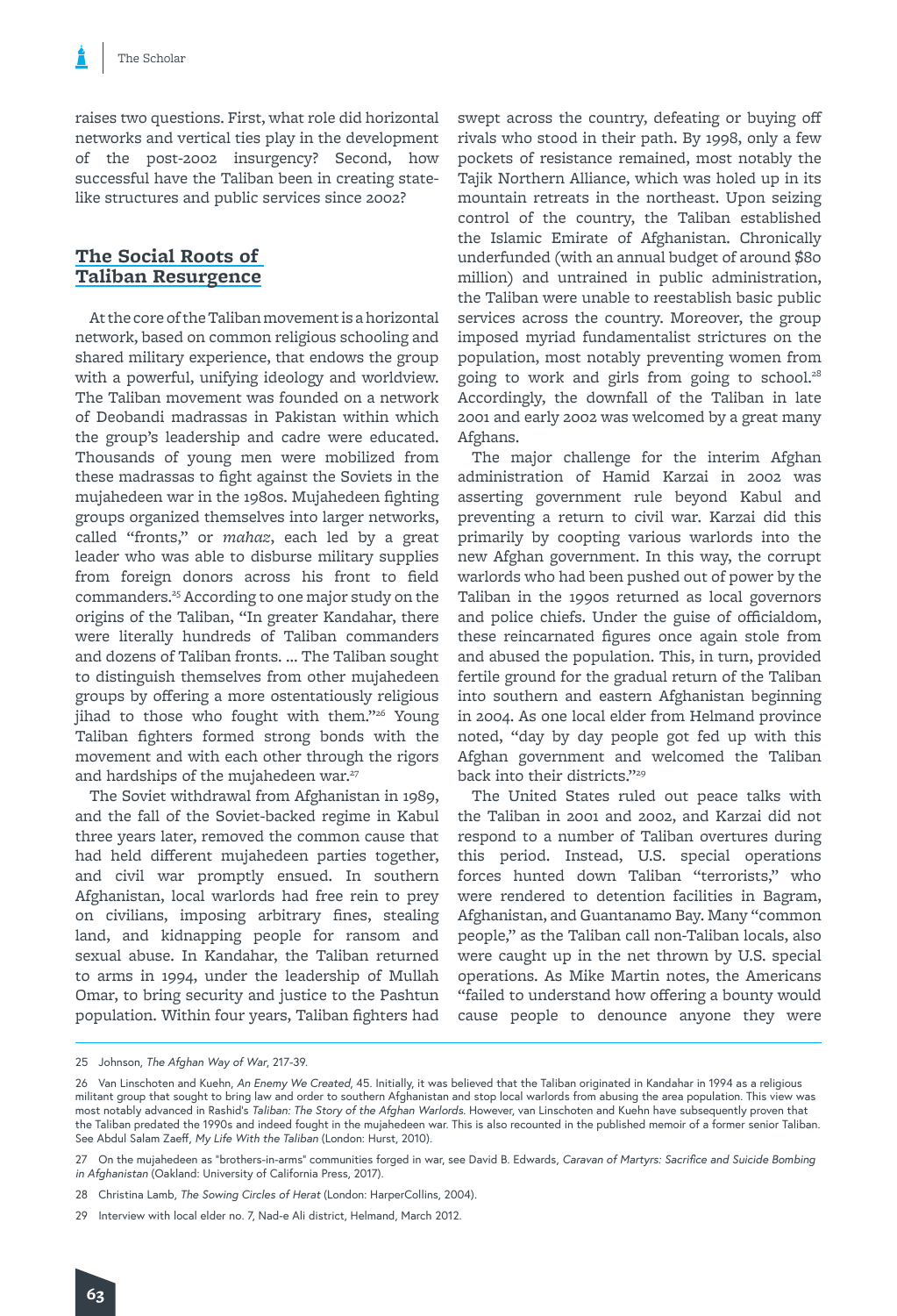raises two questions. First, what role did horizontal networks and vertical ties play in the development of the post-2002 insurgency? Second, how successful have the Taliban been in creating state-like structures and public services since 2002?

## The Social Roots of Taliban Resurgence

At the core of the Taliban movement is a horizontal network, based on common religious schooling and shared military experience, that endows the group with a powerful, unifying ideology and worldview. The Taliban movement was founded on a network of Deobandi madrassas in Pakistan within which the group's leadership and cadre were educated. Thousands of young men were mobilized from these madrassas to fight against the Soviets in the mujahedeen war in the 1980s. Mujahedeen fighting groups organized themselves into larger networks, called "fronts," or *mahaz*, each led by a great leader who was able to disburse military supplies from foreign donors across his front to field commanders.[25] According to one major study on the origins of the Taliban, "In greater Kandahar, there were literally hundreds of Taliban commanders and dozens of Taliban fronts. ... The Taliban sought to distinguish themselves from other mujahedeen groups by offering a more ostentatiously religious jihad to those who fought with them."[26] Young Taliban fighters formed strong bonds with the movement and with each other through the rigors and hardships of the mujahedeen war.[27]

The Soviet withdrawal from Afghanistan in 1989, and the fall of the Soviet-backed regime in Kabul three years later, removed the common cause that had held different mujahedeen parties together, and civil war promptly ensued. In southern Afghanistan, local warlords had free rein to prey on civilians, imposing arbitrary fines, stealing land, and kidnapping people for ransom and sexual abuse. In Kandahar, the Taliban returned to arms in 1994, under the leadership of Mullah Omar, to bring security and justice to the Pashtun population. Within four years, Taliban fighters had swept across the country, defeating or buying off rivals who stood in their path. By 1998, only a few pockets of resistance remained, most notably the Tajik Northern Alliance, which was holed up in its mountain retreats in the northeast. Upon seizing control of the country, the Taliban established the Islamic Emirate of Afghanistan. Chronically underfunded (with an annual budget of around $80 million) and untrained in public administration, the Taliban were unable to reestablish basic public services across the country. Moreover, the group imposed myriad fundamentalist strictures on the population, most notably preventing women from going to work and girls from going to school.[28] Accordingly, the downfall of the Taliban in late 2001 and early 2002 was welcomed by a great many Afghans.

The major challenge for the interim Afghan administration of Hamid Karzai in 2002 was asserting government rule beyond Kabul and preventing a return to civil war. Karzai did this primarily by coopting various warlords into the new Afghan government. In this way, the corrupt warlords who had been pushed out of power by the Taliban in the 1990s returned as local governors and police chiefs. Under the guise of officialdom, these reincarnated figures once again stole from and abused the population. This, in turn, provided fertile ground for the gradual return of the Taliban into southern and eastern Afghanistan beginning in 2004. As one local elder from Helmand province noted, "day by day people got fed up with this Afghan government and welcomed the Taliban back into their districts."[29]

The United States ruled out peace talks with the Taliban in 2001 and 2002, and Karzai did not respond to a number of Taliban overtures during this period. Instead, U.S. special operations forces hunted down Taliban "terrorists," who were rendered to detention facilities in Bagram, Afghanistan, and Guantanamo Bay. Many "common people," as the Taliban call non-Taliban locals, also were caught up in the net thrown by U.S. special operations. As Mike Martin notes, the Americans "failed to understand how offering a bounty would cause people to denounce anyone they were

---

25 Johnson, *The Afghan Way of War*, 217-39.

26 Van Linschoten and Kuehn, *An Enemy We Created*, 45. Initially, it was believed that the Taliban originated in Kandahar in 1994 as a religious militant group that sought to bring law and order to southern Afghanistan and stop local warlords from abusing the area population. This view was most notably advanced in Rashid's *Taliban: The Story of the Afghan Warlords*. However, van Linschoten and Kuehn have subsequently proven that the Taliban predated the 1990s and indeed fought in the mujahedeen war. This is also recounted in the published memoir of a former senior Taliban. See Abdul Salam Zaeff, *My Life With the Taliban* (London: Hurst, 2010).

27 On the mujahedeen as "brothers-in-arms" communities forged in war, see David B. Edwards, *Caravan of Martyrs: Sacrifice and Suicide Bombing in Afghanistan* (Oakland: University of California Press, 2017).

28 Christina Lamb, *The Sowing Circles of Herat* (London: HarperCollins, 2004).

29 Interview with local elder no. 7, Nad-e Ali district, Helmand, March 2012.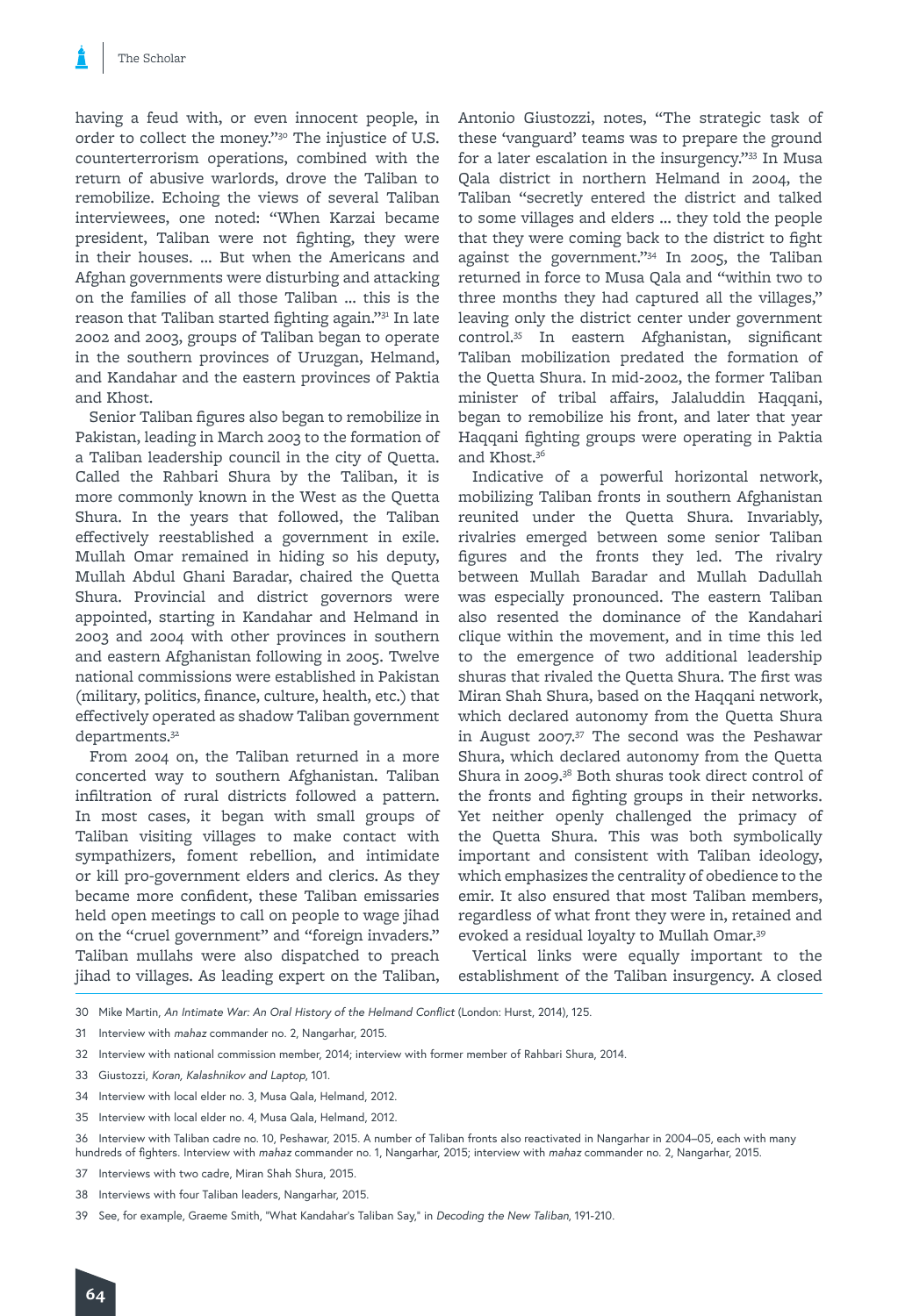having a feud with, or even innocent people, in order to collect the money."[30] The injustice of U.S. counterterrorism operations, combined with the return of abusive warlords, drove the Taliban to remobilize. Echoing the views of several Taliban interviewees, one noted: "When Karzai became president, Taliban were not fighting, they were in their houses. … But when the Americans and Afghan governments were disturbing and attacking on the families of all those Taliban … this is the reason that Taliban started fighting again."[31] In late 2002 and 2003, groups of Taliban began to operate in the southern provinces of Uruzgan, Helmand, and Kandahar and the eastern provinces of Paktia and Khost.

Senior Taliban figures also began to remobilize in Pakistan, leading in March 2003 to the formation of a Taliban leadership council in the city of Quetta. Called the Rahbari Shura by the Taliban, it is more commonly known in the West as the Quetta Shura. In the years that followed, the Taliban effectively reestablished a government in exile. Mullah Omar remained in hiding so his deputy, Mullah Abdul Ghani Baradar, chaired the Quetta Shura. Provincial and district governors were appointed, starting in Kandahar and Helmand in 2003 and 2004 with other provinces in southern and eastern Afghanistan following in 2005. Twelve national commissions were established in Pakistan (military, politics, finance, culture, health, etc.) that effectively operated as shadow Taliban government departments.[32]

From 2004 on, the Taliban returned in a more concerted way to southern Afghanistan. Taliban infiltration of rural districts followed a pattern. In most cases, it began with small groups of Taliban visiting villages to make contact with sympathizers, foment rebellion, and intimidate or kill pro-government elders and clerics. As they became more confident, these Taliban emissaries held open meetings to call on people to wage jihad on the "cruel government" and "foreign invaders." Taliban mullahs were also dispatched to preach jihad to villages. As leading expert on the Taliban, Antonio Giustozzi, notes, "The strategic task of these 'vanguard' teams was to prepare the ground for a later escalation in the insurgency."[33] In Musa Qala district in northern Helmand in 2004, the Taliban "secretly entered the district and talked to some villages and elders … they told the people that they were coming back to the district to fight against the government."[34] In 2005, the Taliban returned in force to Musa Qala and "within two to three months they had captured all the villages," leaving only the district center under government control.[35] In eastern Afghanistan, significant Taliban mobilization predated the formation of the Quetta Shura. In mid-2002, the former Taliban minister of tribal affairs, Jalaluddin Haqqani, began to remobilize his front, and later that year Haqqani fighting groups were operating in Paktia and Khost.[36]

Indicative of a powerful horizontal network, mobilizing Taliban fronts in southern Afghanistan reunited under the Quetta Shura. Invariably, rivalries emerged between some senior Taliban figures and the fronts they led. The rivalry between Mullah Baradar and Mullah Dadullah was especially pronounced. The eastern Taliban also resented the dominance of the Kandahari clique within the movement, and in time this led to the emergence of two additional leadership shuras that rivaled the Quetta Shura. The first was Miran Shah Shura, based on the Haqqani network, which declared autonomy from the Quetta Shura in August 2007.[37] The second was the Peshawar Shura, which declared autonomy from the Quetta Shura in 2009.[38] Both shuras took direct control of the fronts and fighting groups in their networks. Yet neither openly challenged the primacy of the Quetta Shura. This was both symbolically important and consistent with Taliban ideology, which emphasizes the centrality of obedience to the emir. It also ensured that most Taliban members, regardless of what front they were in, retained and evoked a residual loyalty to Mullah Omar.[39]

Vertical links were equally important to the establishment of the Taliban insurgency. A closed

---

30 Mike Martin, *An Intimate War: An Oral History of the Helmand Conflict* (London: Hurst, 2014), 125.

31 Interview with *mahaz* commander no. 2, Nangarhar, 2015.

32 Interview with national commission member, 2014; interview with former member of Rahbari Shura, 2014.

33 Giustozzi, *Koran, Kalashnikov and Laptop*, 101.

34 Interview with local elder no. 3, Musa Qala, Helmand, 2012.

35 Interview with local elder no. 4, Musa Qala, Helmand, 2012.

36 Interview with Taliban cadre no. 10, Peshawar, 2015. A number of Taliban fronts also reactivated in Nangarhar in 2004–05, each with many hundreds of fighters. Interview with *mahaz* commander no. 1, Nangarhar, 2015; interview with *mahaz* commander no. 2, Nangarhar, 2015.

37 Interviews with two cadre, Miran Shah Shura, 2015.

38 Interviews with four Taliban leaders, Nangarhar, 2015.

39 See, for example, Graeme Smith, "What Kandahar's Taliban Say," in *Decoding the New Taliban*, 191-210.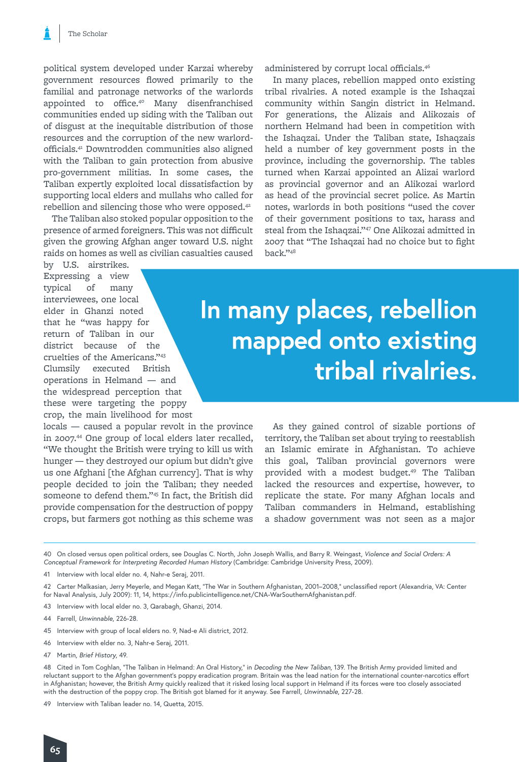political system developed under Karzai whereby government resources flowed primarily to the familial and patronage networks of the warlords appointed to office.[40] Many disenfranchised communities ended up siding with the Taliban out of disgust at the inequitable distribution of those resources and the corruption of the new warlord-officials.[41] Downtrodden communities also aligned with the Taliban to gain protection from abusive pro-government militias. In some cases, the Taliban expertly exploited local dissatisfaction by supporting local elders and mullahs who called for rebellion and silencing those who were opposed.[42]

The Taliban also stoked popular opposition to the presence of armed foreigners. This was not difficult given the growing Afghan anger toward U.S. night raids on homes as well as civilian casualties caused by U.S. airstrikes. Expressing a view typical of many interviewees, one local elder in Ghanzi noted that he "was happy for return of Taliban in our district because of the cruelties of the Americans."[43] Clumsily executed British operations in Helmand — and the widespread perception that these were targeting the poppy crop, the main livelihood for most locals — caused a popular revolt in the province in 2007.[44] One group of local elders later recalled, "We thought the British were trying to kill us with hunger — they destroyed our opium but didn't give us one Afghani [the Afghan currency]. That is why people decided to join the Taliban; they needed someone to defend them."[45] In fact, the British did provide compensation for the destruction of poppy crops, but farmers got nothing as this scheme was administered by corrupt local officials.[46]

In many places, rebellion mapped onto existing tribal rivalries. A noted example is the Ishaqzai community within Sangin district in Helmand. For generations, the Alizais and Alikozais of northern Helmand had been in competition with the Ishaqzai. Under the Taliban state, Ishaqzais held a number of key government posts in the province, including the governorship. The tables turned when Karzai appointed an Alizai warlord as provincial governor and an Alikozai warlord as head of the provincial secret police. As Martin notes, warlords in both positions "used the cover of their government positions to tax, harass and steal from the Ishaqzai."[47] One Alikozai admitted in 2007 that "The Ishaqzai had no choice but to fight back."[48]

**In many places, rebellion mapped onto existing tribal rivalries.**

As they gained control of sizable portions of territory, the Taliban set about trying to reestablish an Islamic emirate in Afghanistan. To achieve this goal, Taliban provincial governors were provided with a modest budget.[49] The Taliban lacked the resources and expertise, however, to replicate the state. For many Afghan locals and Taliban commanders in Helmand, establishing a shadow government was not seen as a major

---

40 On closed versus open political orders, see Douglas C. North, John Joseph Wallis, and Barry R. Weingast, *Violence and Social Orders: A Conceptual Framework for Interpreting Recorded Human History* (Cambridge: Cambridge University Press, 2009).

41 Interview with local elder no. 4, Nahr-e Seraj, 2011.

42 Carter Malkasian, Jerry Meyerle, and Megan Katt, "The War in Southern Afghanistan, 2001–2008," unclassified report (Alexandria, VA: Center for Naval Analysis, July 2009): 11, 14, https://info.publicintelligence.net/CNA-WarSouthernAfghanistan.pdf.

43 Interview with local elder no. 3, Qarabagh, Ghanzi, 2014.

44 Farrell, *Unwinnable*, 226-28.

45 Interview with group of local elders no. 9, Nad-e Ali district, 2012.

46 Interview with elder no. 3, Nahr-e Seraj, 2011.

47 Martin, *Brief History*, 49.

48 Cited in Tom Coghlan, "The Taliban in Helmand: An Oral History," in *Decoding the New Taliban*, 139. The British Army provided limited and reluctant support to the Afghan government's poppy eradication program. Britain was the lead nation for the international counter-narcotics effort in Afghanistan; however, the British Army quickly realized that it risked losing local support in Helmand if its forces were too closely associated with the destruction of the poppy crop. The British got blamed for it anyway. See Farrell, *Unwinnable*, 227-28.

49 Interview with Taliban leader no. 14, Quetta, 2015.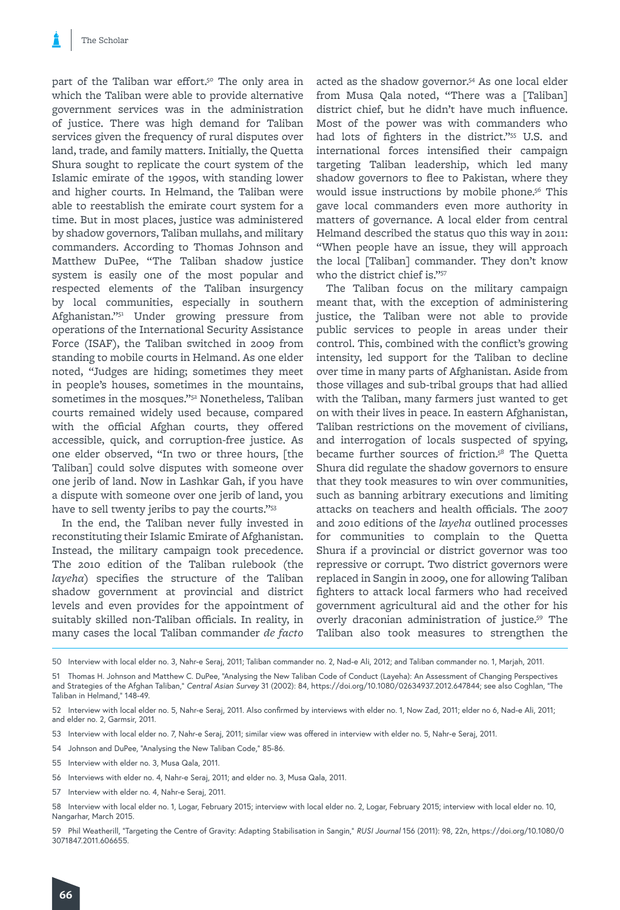part of the Taliban war effort.[50] The only area in which the Taliban were able to provide alternative government services was in the administration of justice. There was high demand for Taliban services given the frequency of rural disputes over land, trade, and family matters. Initially, the Quetta Shura sought to replicate the court system of the Islamic emirate of the 1990s, with standing lower and higher courts. In Helmand, the Taliban were able to reestablish the emirate court system for a time. But in most places, justice was administered by shadow governors, Taliban mullahs, and military commanders. According to Thomas Johnson and Matthew DuPee, "The Taliban shadow justice system is easily one of the most popular and respected elements of the Taliban insurgency by local communities, especially in southern Afghanistan."[51] Under growing pressure from operations of the International Security Assistance Force (ISAF), the Taliban switched in 2009 from standing to mobile courts in Helmand. As one elder noted, "Judges are hiding; sometimes they meet in people's houses, sometimes in the mountains, sometimes in the mosques."[52] Nonetheless, Taliban courts remained widely used because, compared with the official Afghan courts, they offered accessible, quick, and corruption-free justice. As one elder observed, "In two or three hours, [the Taliban] could solve disputes with someone over one jerib of land. Now in Lashkar Gah, if you have a dispute with someone over one jerib of land, you have to sell twenty jeribs to pay the courts."[53]

In the end, the Taliban never fully invested in reconstituting their Islamic Emirate of Afghanistan. Instead, the military campaign took precedence. The 2010 edition of the Taliban rulebook (the *layeha*) specifies the structure of the Taliban shadow government at provincial and district levels and even provides for the appointment of suitably skilled non-Taliban officials. In reality, in many cases the local Taliban commander *de facto* acted as the shadow governor.[54] As one local elder from Musa Qala noted, "There was a [Taliban] district chief, but he didn't have much influence. Most of the power was with commanders who had lots of fighters in the district."[55] U.S. and international forces intensified their campaign targeting Taliban leadership, which led many shadow governors to flee to Pakistan, where they would issue instructions by mobile phone.[56] This gave local commanders even more authority in matters of governance. A local elder from central Helmand described the status quo this way in 2011: "When people have an issue, they will approach the local [Taliban] commander. They don't know who the district chief is."[57]

The Taliban focus on the military campaign meant that, with the exception of administering justice, the Taliban were not able to provide public services to people in areas under their control. This, combined with the conflict's growing intensity, led support for the Taliban to decline over time in many parts of Afghanistan. Aside from those villages and sub-tribal groups that had allied with the Taliban, many farmers just wanted to get on with their lives in peace. In eastern Afghanistan, Taliban restrictions on the movement of civilians, and interrogation of locals suspected of spying, became further sources of friction.[58] The Quetta Shura did regulate the shadow governors to ensure that they took measures to win over communities, such as banning arbitrary executions and limiting attacks on teachers and health officials. The 2007 and 2010 editions of the *layeha* outlined processes for communities to complain to the Quetta Shura if a provincial or district governor was too repressive or corrupt. Two district governors were replaced in Sangin in 2009, one for allowing Taliban fighters to attack local farmers who had received government agricultural aid and the other for his overly draconian administration of justice.[59] The Taliban also took measures to strengthen the

---

50 Interview with local elder no. 3, Nahr-e Seraj, 2011; Taliban commander no. 2, Nad-e Ali, 2012; and Taliban commander no. 1, Marjah, 2011.

51 Thomas H. Johnson and Matthew C. DuPee, "Analysing the New Taliban Code of Conduct (Layeha): An Assessment of Changing Perspectives and Strategies of the Afghan Taliban," *Central Asian Survey* 31 (2002): 84, https://doi.org/10.1080/02634937.2012.647844; see also Coghlan, "The Taliban in Helmand," 148-49.

52 Interview with local elder no. 5, Nahr-e Seraj, 2011. Also confirmed by interviews with elder no. 1, Now Zad, 2011; elder no 6, Nad-e Ali, 2011; and elder no. 2, Garmsir, 2011.

53 Interview with local elder no. 7, Nahr-e Seraj, 2011; similar view was offered in interview with elder no. 5, Nahr-e Seraj, 2011.

54 Johnson and DuPee, "Analysing the New Taliban Code," 85-86.

55 Interview with elder no. 3, Musa Qala, 2011.

56 Interviews with elder no. 4, Nahr-e Seraj, 2011; and elder no. 3, Musa Qala, 2011.

57 Interview with elder no. 4, Nahr-e Seraj, 2011.

58 Interview with local elder no. 1, Logar, February 2015; interview with local elder no. 2, Logar, February 2015; interview with local elder no. 10, Nangarhar, March 2015.

59 Phil Weatherill, "Targeting the Centre of Gravity: Adapting Stabilisation in Sangin," *RUSI Journal* 156 (2011): 98, 22n, https://doi.org/10.1080/03071847.2011.606655.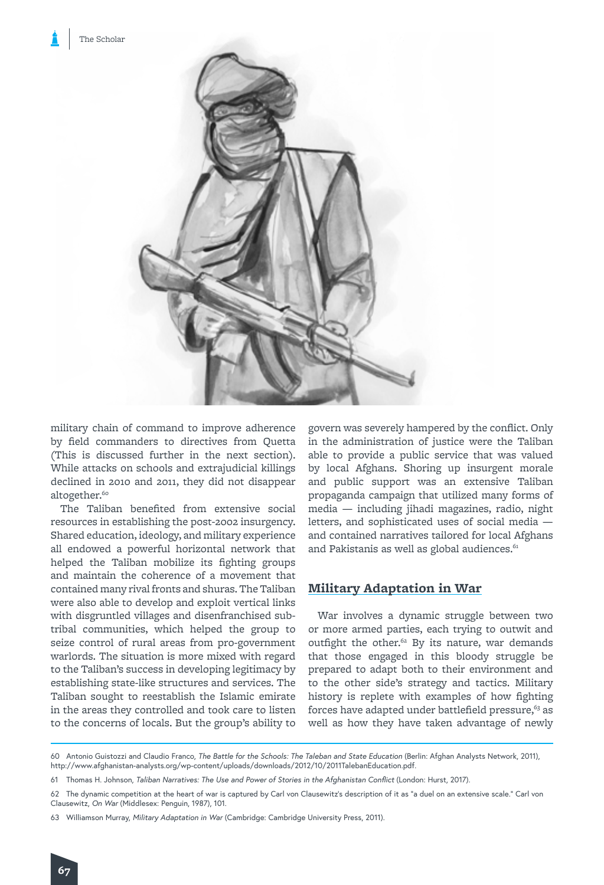military chain of command to improve adherence by field commanders to directives from Quetta (This is discussed further in the next section). While attacks on schools and extrajudicial killings declined in 2010 and 2011, they did not disappear altogether.[60]

The Taliban benefited from extensive social resources in establishing the post-2002 insurgency. Shared education, ideology, and military experience all endowed a powerful horizontal network that helped the Taliban mobilize its fighting groups and maintain the coherence of a movement that contained many rival fronts and shuras. The Taliban were also able to develop and exploit vertical links with disgruntled villages and disenfranchised sub-tribal communities, which helped the group to seize control of rural areas from pro-government warlords. The situation is more mixed with regard to the Taliban's success in developing legitimacy by establishing state-like structures and services. The Taliban sought to reestablish the Islamic emirate in the areas they controlled and took care to listen to the concerns of locals. But the group's ability to govern was severely hampered by the conflict. Only in the administration of justice were the Taliban able to provide a public service that was valued by local Afghans. Shoring up insurgent morale and public support was an extensive Taliban propaganda campaign that utilized many forms of media — including jihadi magazines, radio, night letters, and sophisticated uses of social media — and contained narratives tailored for local Afghans and Pakistanis as well as global audiences.[61]

## Military Adaptation in War

War involves a dynamic struggle between two or more armed parties, each trying to outwit and outfight the other.[62] By its nature, war demands that those engaged in this bloody struggle be prepared to adapt both to their environment and to the other side's strategy and tactics. Military history is replete with examples of how fighting forces have adapted under battlefield pressure,[63] as well as how they have taken advantage of newly

---

60 Antonio Giustozzi and Claudio Franco, *The Battle for the Schools: The Taleban and State Education* (Berlin: Afghan Analysts Network, 2011), http://www.afghanistan-analysts.org/wp-content/uploads/downloads/2012/10/2011TalebanEducation.pdf.

61 Thomas H. Johnson, *Taliban Narratives: The Use and Power of Stories in the Afghanistan Conflict* (London: Hurst, 2017).

62 The dynamic competition at the heart of war is captured by Carl von Clausewitz's description of it as "a duel on an extensive scale." Carl von Clausewitz, *On War* (Middlesex: Penguin, 1987), 101.

63 Williamson Murray, *Military Adaptation in War* (Cambridge: Cambridge University Press, 2011).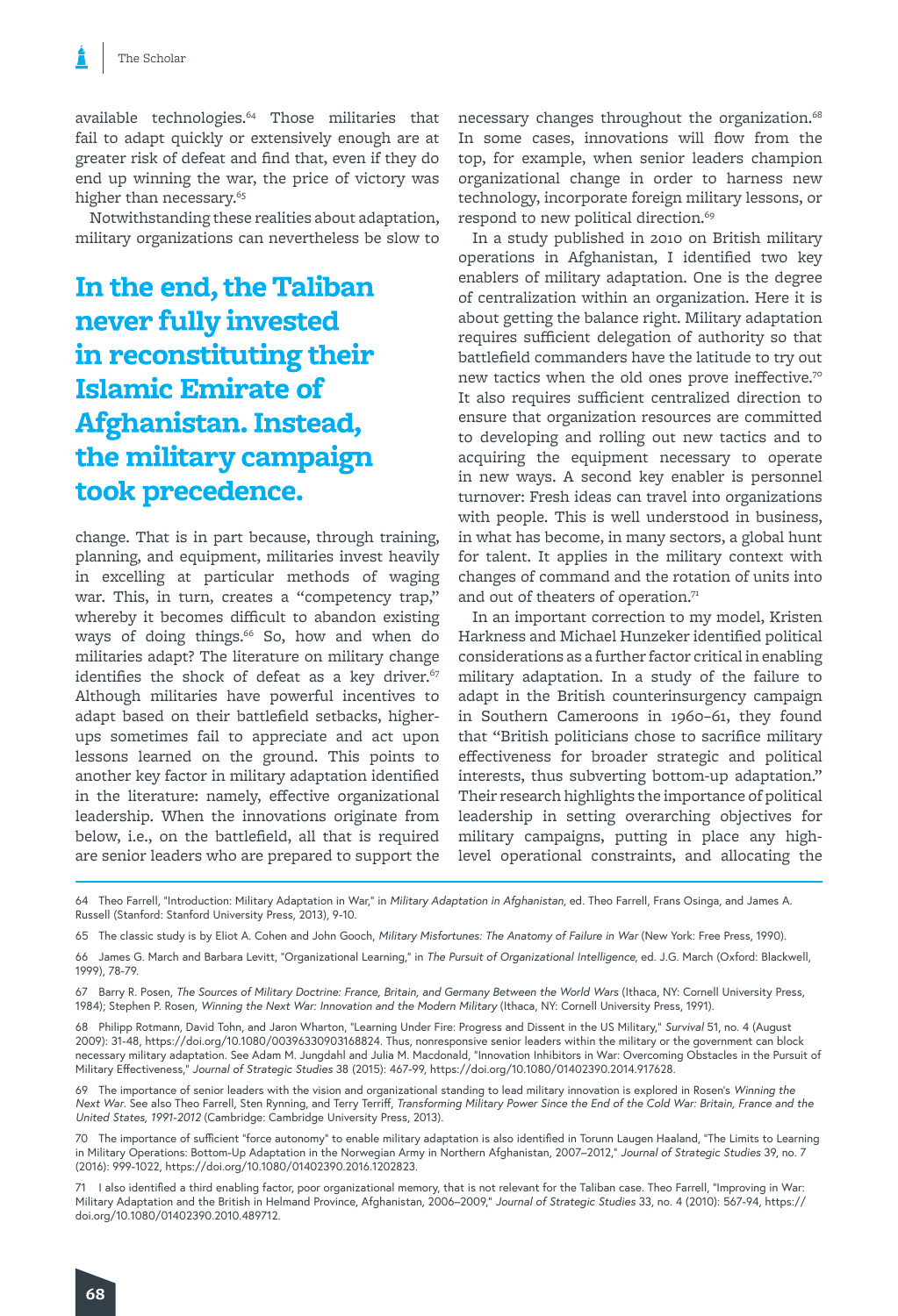available technologies.[64] Those militaries that fail to adapt quickly or extensively enough are at greater risk of defeat and find that, even if they do end up winning the war, the price of victory was higher than necessary.[65]

Notwithstanding these realities about adaptation, military organizations can nevertheless be slow to change. That is in part because, through training, planning, and equipment, militaries invest heavily in excelling at particular methods of waging war. This, in turn, creates a "competency trap," whereby it becomes difficult to abandon existing ways of doing things.[66] So, how and when do militaries adapt? The literature on military change identifies the shock of defeat as a key driver.[67] Although militaries have powerful incentives to adapt based on their battlefield setbacks, higher-ups sometimes fail to appreciate and act upon lessons learned on the ground. This points to another key factor in military adaptation identified in the literature: namely, effective organizational leadership. When the innovations originate from below, i.e., on the battlefield, all that is required are senior leaders who are prepared to support the necessary changes throughout the organization.[68] In some cases, innovations will flow from the top, for example, when senior leaders champion organizational change in order to harness new technology, incorporate foreign military lessons, or respond to new political direction.[69]

> **In the end, the Taliban never fully invested in reconstituting their Islamic Emirate of Afghanistan. Instead, the military campaign took precedence.**

In a study published in 2010 on British military operations in Afghanistan, I identified two key enablers of military adaptation. One is the degree of centralization within an organization. Here it is about getting the balance right. Military adaptation requires sufficient delegation of authority so that battlefield commanders have the latitude to try out new tactics when the old ones prove ineffective.[70] It also requires sufficient centralized direction to ensure that organization resources are committed to developing and rolling out new tactics and to acquiring the equipment necessary to operate in new ways. A second key enabler is personnel turnover: Fresh ideas can travel into organizations with people. This is well understood in business, in what has become, in many sectors, a global hunt for talent. It applies in the military context with changes of command and the rotation of units into and out of theaters of operation.[71]

In an important correction to my model, Kristen Harkness and Michael Hunzeker identified political considerations as a further factor critical in enabling military adaptation. In a study of the failure to adapt in the British counterinsurgency campaign in Southern Cameroons in 1960–61, they found that "British politicians chose to sacrifice military effectiveness for broader strategic and political interests, thus subverting bottom-up adaptation." Their research highlights the importance of political leadership in setting overarching objectives for military campaigns, putting in place any high-level operational constraints, and allocating the

---

64 Theo Farrell, "Introduction: Military Adaptation in War," in *Military Adaptation in Afghanistan*, ed. Theo Farrell, Frans Osinga, and James A. Russell (Stanford: Stanford University Press, 2013), 9-10.

65 The classic study is by Eliot A. Cohen and John Gooch, *Military Misfortunes: The Anatomy of Failure in War* (New York: Free Press, 1990).

66 James G. March and Barbara Levitt, "Organizational Learning," in *The Pursuit of Organizational Intelligence*, ed. J.G. March (Oxford: Blackwell, 1999), 78-79.

67 Barry R. Posen, *The Sources of Military Doctrine: France, Britain, and Germany Between the World Wars* (Ithaca, NY: Cornell University Press, 1984); Stephen P. Rosen, *Winning the Next War: Innovation and the Modern Military* (Ithaca, NY: Cornell University Press, 1991).

68 Philipp Rotmann, David Tohn, and Jaron Wharton, "Learning Under Fire: Progress and Dissent in the US Military," *Survival* 51, no. 4 (August 2009): 31-48, https://doi.org/10.1080/00396330903168824. Thus, nonresponsive senior leaders within the military or the government can block necessary military adaptation. See Adam M. Jungdahl and Julia M. Macdonald, "Innovation Inhibitors in War: Overcoming Obstacles in the Pursuit of Military Effectiveness," *Journal of Strategic Studies* 38 (2015): 467-99, https://doi.org/10.1080/01402390.2014.917628.

69 The importance of senior leaders with the vision and organizational standing to lead military innovation is explored in Rosen's *Winning the Next War*. See also Theo Farrell, Sten Rynning, and Terry Terriff, *Transforming Military Power Since the End of the Cold War: Britain, France and the United States, 1991-2012* (Cambridge: Cambridge University Press, 2013).

70 The importance of sufficient "force autonomy" to enable military adaptation is also identified in Torunn Laugen Haaland, "The Limits to Learning in Military Operations: Bottom-Up Adaptation in the Norwegian Army in Northern Afghanistan, 2007–2012," *Journal of Strategic Studies* 39, no. 7 (2016): 999-1022, https://doi.org/10.1080/01402390.2016.1202823.

71 I also identified a third enabling factor, poor organizational memory, that is not relevant for the Taliban case. Theo Farrell, "Improving in War: Military Adaptation and the British in Helmand Province, Afghanistan, 2006–2009," *Journal of Strategic Studies* 33, no. 4 (2010): 567-94, https://doi.org/10.1080/01402390.2010.489712.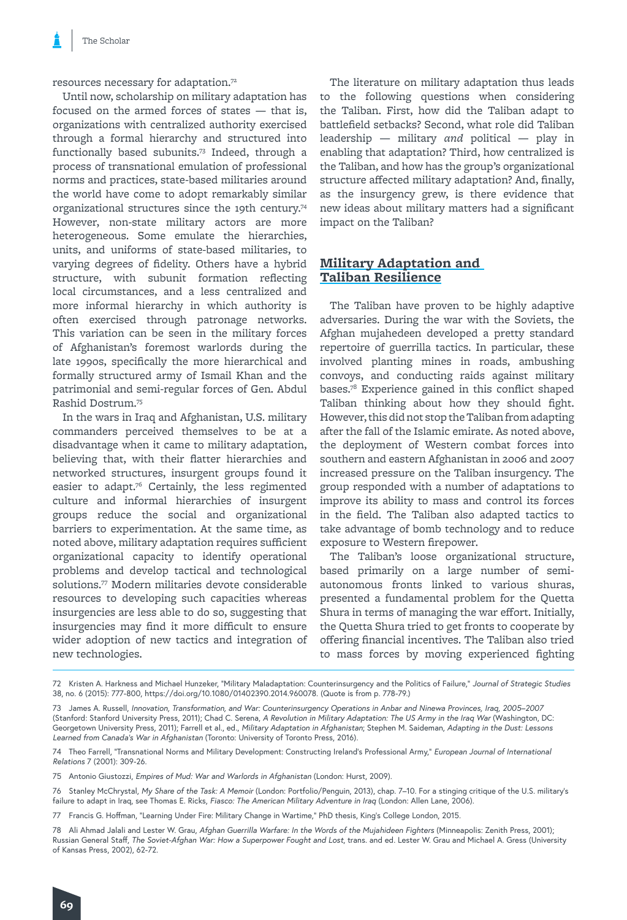resources necessary for adaptation.[72]

Until now, scholarship on military adaptation has focused on the armed forces of states — that is, organizations with centralized authority exercised through a formal hierarchy and structured into functionally based subunits.[73] Indeed, through a process of transnational emulation of professional norms and practices, state-based militaries around the world have come to adopt remarkably similar organizational structures since the 19th century.[74] However, non-state military actors are more heterogeneous. Some emulate the hierarchies, units, and uniforms of state-based militaries, to varying degrees of fidelity. Others have a hybrid structure, with subunit formation reflecting local circumstances, and a less centralized and more informal hierarchy in which authority is often exercised through patronage networks. This variation can be seen in the military forces of Afghanistan's foremost warlords during the late 1990s, specifically the more hierarchical and formally structured army of Ismail Khan and the patrimonial and semi-regular forces of Gen. Abdul Rashid Dostrum.[75]

In the wars in Iraq and Afghanistan, U.S. military commanders perceived themselves to be at a disadvantage when it came to military adaptation, believing that, with their flatter hierarchies and networked structures, insurgent groups found it easier to adapt.[76] Certainly, the less regimented culture and informal hierarchies of insurgent groups reduce the social and organizational barriers to experimentation. At the same time, as noted above, military adaptation requires sufficient organizational capacity to identify operational problems and develop tactical and technological solutions.[77] Modern militaries devote considerable resources to developing such capacities whereas insurgencies are less able to do so, suggesting that insurgencies may find it more difficult to ensure wider adoption of new tactics and integration of new technologies.

The literature on military adaptation thus leads to the following questions when considering the Taliban. First, how did the Taliban adapt to battlefield setbacks? Second, what role did Taliban leadership — military *and* political — play in enabling that adaptation? Third, how centralized is the Taliban, and how has the group's organizational structure affected military adaptation? And, finally, as the insurgency grew, is there evidence that new ideas about military matters had a significant impact on the Taliban?

## Military Adaptation and Taliban Resilience

The Taliban have proven to be highly adaptive adversaries. During the war with the Soviets, the Afghan mujahedeen developed a pretty standard repertoire of guerrilla tactics. In particular, these involved planting mines in roads, ambushing convoys, and conducting raids against military bases.[78] Experience gained in this conflict shaped Taliban thinking about how they should fight. However, this did not stop the Taliban from adapting after the fall of the Islamic emirate. As noted above, the deployment of Western combat forces into southern and eastern Afghanistan in 2006 and 2007 increased pressure on the Taliban insurgency. The group responded with a number of adaptations to improve its ability to mass and control its forces in the field. The Taliban also adapted tactics to take advantage of bomb technology and to reduce exposure to Western firepower.

The Taliban's loose organizational structure, based primarily on a large number of semi-autonomous fronts linked to various shuras, presented a fundamental problem for the Quetta Shura in terms of managing the war effort. Initially, the Quetta Shura tried to get fronts to cooperate by offering financial incentives. The Taliban also tried to mass forces by moving experienced fighting

---

72 Kristen A. Harkness and Michael Hunzeker, "Military Maladaptation: Counterinsurgency and the Politics of Failure," *Journal of Strategic Studies* 38, no. 6 (2015): 777-800, https://doi.org/10.1080/01402390.2014.960078. (Quote is from p. 778-79.)

73 James A. Russell, *Innovation, Transformation, and War: Counterinsurgency Operations in Anbar and Ninewa Provinces, Iraq, 2005–2007* (Stanford: Stanford University Press, 2011); Chad C. Serena, *A Revolution in Military Adaptation: The US Army in the Iraq War* (Washington, DC: Georgetown University Press, 2011); Farrell et al., ed., *Military Adaptation in Afghanistan*; Stephen M. Saideman, *Adapting in the Dust: Lessons Learned from Canada's War in Afghanistan* (Toronto: University of Toronto Press, 2016).

74 Theo Farrell, "Transnational Norms and Military Development: Constructing Ireland's Professional Army," *European Journal of International Relations* 7 (2001): 309-26.

75 Antonio Giustozzi, *Empires of Mud: War and Warlords in Afghanistan* (London: Hurst, 2009).

76 Stanley McChrystal, *My Share of the Task: A Memoir* (London: Portfolio/Penguin, 2013), chap. 7–10. For a stinging critique of the U.S. military's failure to adapt in Iraq, see Thomas E. Ricks, *Fiasco: The American Military Adventure in Iraq* (London: Allen Lane, 2006).

77 Francis G. Hoffman, "Learning Under Fire: Military Change in Wartime," PhD thesis, King's College London, 2015.

78 Ali Ahmad Jalali and Lester W. Grau, *Afghan Guerrilla Warfare: In the Words of the Mujahideen Fighters* (Minneapolis: Zenith Press, 2001); Russian General Staff, *The Soviet-Afghan War: How a Superpower Fought and Lost*, trans. and ed. Lester W. Grau and Michael A. Gress (University of Kansas Press, 2002), 62-72.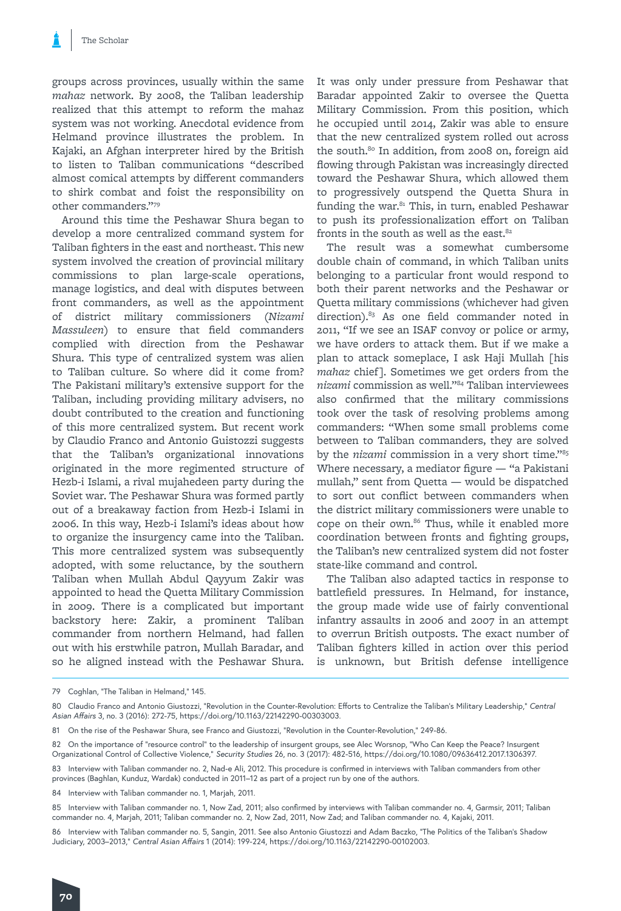groups across provinces, usually within the same *mahaz* network. By 2008, the Taliban leadership realized that this attempt to reform the mahaz system was not working. Anecdotal evidence from Helmand province illustrates the problem. In Kajaki, an Afghan interpreter hired by the British to listen to Taliban communications "described almost comical attempts by different commanders to shirk combat and foist the responsibility on other commanders."[79]

Around this time the Peshawar Shura began to develop a more centralized command system for Taliban fighters in the east and northeast. This new system involved the creation of provincial military commissions to plan large-scale operations, manage logistics, and deal with disputes between front commanders, as well as the appointment of district military commissioners (*Nizami Massuleen*) to ensure that field commanders complied with direction from the Peshawar Shura. This type of centralized system was alien to Taliban culture. So where did it come from? The Pakistani military's extensive support for the Taliban, including providing military advisers, no doubt contributed to the creation and functioning of this more centralized system. But recent work by Claudio Franco and Antonio Guistozzi suggests that the Taliban's organizational innovations originated in the more regimented structure of Hezb-i Islami, a rival mujahedeen party during the Soviet war. The Peshawar Shura was formed partly out of a breakaway faction from Hezb-i Islami in 2006. In this way, Hezb-i Islami's ideas about how to organize the insurgency came into the Taliban. This more centralized system was subsequently adopted, with some reluctance, by the southern Taliban when Mullah Abdul Qayyum Zakir was appointed to head the Quetta Military Commission in 2009. There is a complicated but important backstory here: Zakir, a prominent Taliban commander from northern Helmand, had fallen out with his erstwhile patron, Mullah Baradar, and so he aligned instead with the Peshawar Shura. It was only under pressure from Peshawar that Baradar appointed Zakir to oversee the Quetta Military Commission. From this position, which he occupied until 2014, Zakir was able to ensure that the new centralized system rolled out across the south.[80] In addition, from 2008 on, foreign aid flowing through Pakistan was increasingly directed toward the Peshawar Shura, which allowed them to progressively outspend the Quetta Shura in funding the war.[81] This, in turn, enabled Peshawar to push its professionalization effort on Taliban fronts in the south as well as the east.[82]

The result was a somewhat cumbersome double chain of command, in which Taliban units belonging to a particular front would respond to both their parent networks and the Peshawar or Quetta military commissions (whichever had given direction).[83] As one field commander noted in 2011, "If we see an ISAF convoy or police or army, we have orders to attack them. But if we make a plan to attack someplace, I ask Haji Mullah [his *mahaz* chief]. Sometimes we get orders from the *nizami* commission as well."[84] Taliban interviewees also confirmed that the military commissions took over the task of resolving problems among commanders: "When some small problems come between to Taliban commanders, they are solved by the *nizami* commission in a very short time."[85] Where necessary, a mediator figure — "a Pakistani mullah," sent from Quetta — would be dispatched to sort out conflict between commanders when the district military commissioners were unable to cope on their own.[86] Thus, while it enabled more coordination between fronts and fighting groups, the Taliban's new centralized system did not foster state-like command and control.

The Taliban also adapted tactics in response to battlefield pressures. In Helmand, for instance, the group made wide use of fairly conventional infantry assaults in 2006 and 2007 in an attempt to overrun British outposts. The exact number of Taliban fighters killed in action over this period is unknown, but British defense intelligence

---

79 Coghlan, "The Taliban in Helmand," 145.

80 Claudio Franco and Antonio Giustozzi, "Revolution in the Counter-Revolution: Efforts to Centralize the Taliban's Military Leadership," *Central Asian Affairs* 3, no. 3 (2016): 272-75, https://doi.org/10.1163/22142290-00303003.

81 On the rise of the Peshawar Shura, see Franco and Giustozzi, "Revolution in the Counter-Revolution," 249-86.

82 On the importance of "resource control" to the leadership of insurgent groups, see Alec Worsnop, "Who Can Keep the Peace? Insurgent Organizational Control of Collective Violence," *Security Studies* 26, no. 3 (2017): 482-516, https://doi.org/10.1080/09636412.2017.1306397.

83 Interview with Taliban commander no. 2, Nad-e Ali, 2012. This procedure is confirmed in interviews with Taliban commanders from other provinces (Baghlan, Kunduz, Wardak) conducted in 2011–12 as part of a project run by one of the authors.

84 Interview with Taliban commander no. 1, Marjah, 2011.

85 Interview with Taliban commander no. 1, Now Zad, 2011; also confirmed by interviews with Taliban commander no. 4, Garmsir, 2011; Taliban commander no. 4, Marjah, 2011; Taliban commander no. 2, Now Zad, 2011, Now Zad; and Taliban commander no. 4, Kajaki, 2011.

86 Interview with Taliban commander no. 5, Sangin, 2011. See also Antonio Giustozzi and Adam Baczko, "The Politics of the Taliban's Shadow Judiciary, 2003–2013," *Central Asian Affairs* 1 (2014): 199-224, https://doi.org/10.1163/22142290-00102003.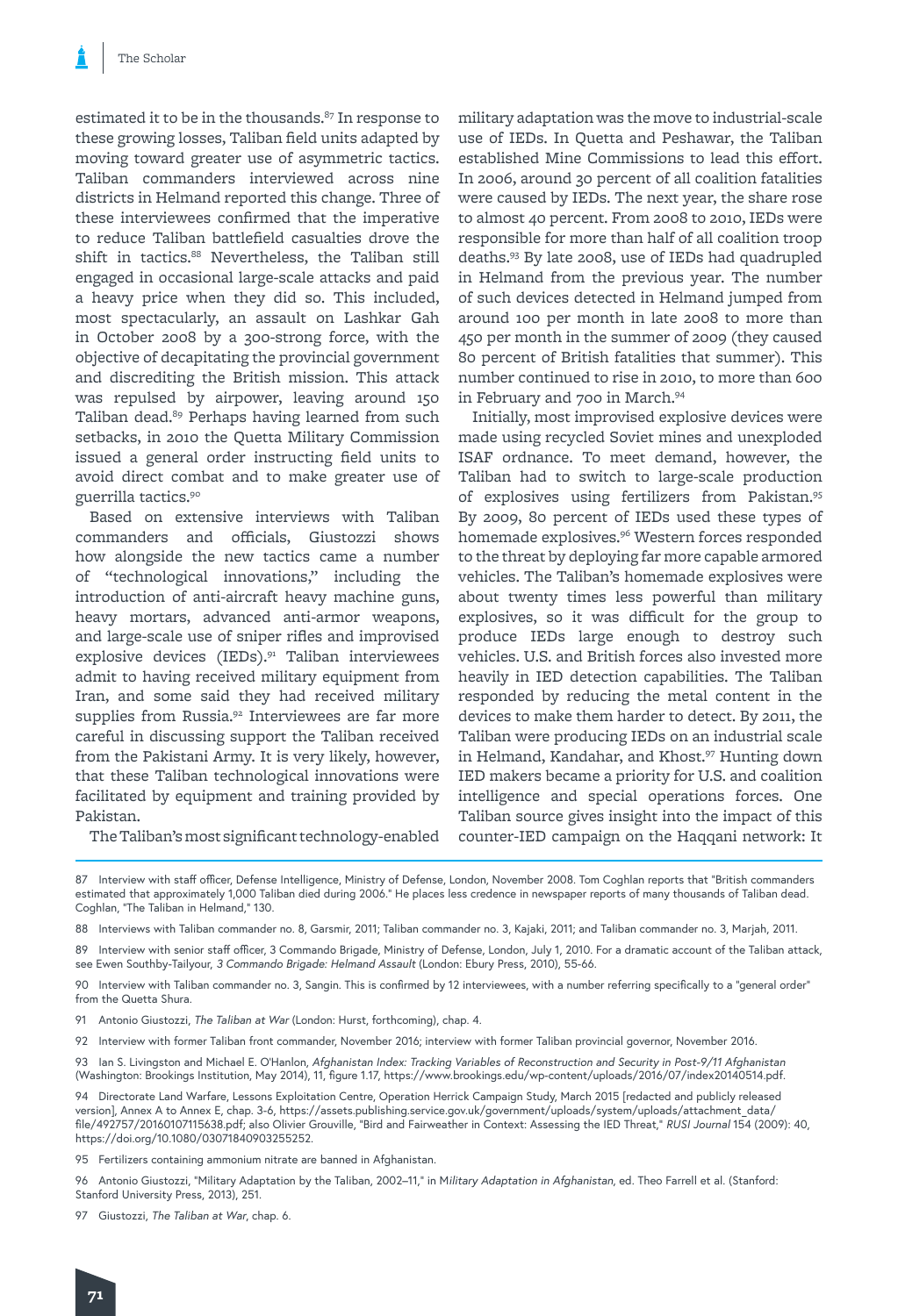estimated it to be in the thousands.[87] In response to these growing losses, Taliban field units adapted by moving toward greater use of asymmetric tactics. Taliban commanders interviewed across nine districts in Helmand reported this change. Three of these interviewees confirmed that the imperative to reduce Taliban battlefield casualties drove the shift in tactics.[88] Nevertheless, the Taliban still engaged in occasional large-scale attacks and paid a heavy price when they did so. This included, most spectacularly, an assault on Lashkar Gah in October 2008 by a 300-strong force, with the objective of decapitating the provincial government and discrediting the British mission. This attack was repulsed by airpower, leaving around 150 Taliban dead.[89] Perhaps having learned from such setbacks, in 2010 the Quetta Military Commission issued a general order instructing field units to avoid direct combat and to make greater use of guerrilla tactics.[90]

Based on extensive interviews with Taliban commanders and officials, Giustozzi shows how alongside the new tactics came a number of "technological innovations," including the introduction of anti-aircraft heavy machine guns, heavy mortars, advanced anti-armor weapons, and large-scale use of sniper rifles and improvised explosive devices (IEDs).[91] Taliban interviewees admit to having received military equipment from Iran, and some said they had received military supplies from Russia.[92] Interviewees are far more careful in discussing support the Taliban received from the Pakistani Army. It is very likely, however, that these Taliban technological innovations were facilitated by equipment and training provided by Pakistan.

The Taliban's most significant technology-enabled military adaptation was the move to industrial-scale use of IEDs. In Quetta and Peshawar, the Taliban established Mine Commissions to lead this effort. In 2006, around 30 percent of all coalition fatalities were caused by IEDs. The next year, the share rose to almost 40 percent. From 2008 to 2010, IEDs were responsible for more than half of all coalition troop deaths.[93] By late 2008, use of IEDs had quadrupled in Helmand from the previous year. The number of such devices detected in Helmand jumped from around 100 per month in late 2008 to more than 450 per month in the summer of 2009 (they caused 80 percent of British fatalities that summer). This number continued to rise in 2010, to more than 600 in February and 700 in March.[94]

Initially, most improvised explosive devices were made using recycled Soviet mines and unexploded ISAF ordnance. To meet demand, however, the Taliban had to switch to large-scale production of explosives using fertilizers from Pakistan.[95] By 2009, 80 percent of IEDs used these types of homemade explosives.[96] Western forces responded to the threat by deploying far more capable armored vehicles. The Taliban's homemade explosives were about twenty times less powerful than military explosives, so it was difficult for the group to produce IEDs large enough to destroy such vehicles. U.S. and British forces also invested more heavily in IED detection capabilities. The Taliban responded by reducing the metal content in the devices to make them harder to detect. By 2011, the Taliban were producing IEDs on an industrial scale in Helmand, Kandahar, and Khost.[97] Hunting down IED makers became a priority for U.S. and coalition intelligence and special operations forces. One Taliban source gives insight into the impact of this counter-IED campaign on the Haqqani network: It

---

87 Interview with staff officer, Defense Intelligence, Ministry of Defense, London, November 2008. Tom Coghlan reports that "British commanders estimated that approximately 1,000 Taliban died during 2006." He places less credence in newspaper reports of many thousands of Taliban dead. Coghlan, "The Taliban in Helmand," 130.

88 Interviews with Taliban commander no. 8, Garsmir, 2011; Taliban commander no. 3, Kajaki, 2011; and Taliban commander no. 3, Marjah, 2011.

89 Interview with senior staff officer, 3 Commando Brigade, Ministry of Defense, London, July 1, 2010. For a dramatic account of the Taliban attack, see Ewen Southby-Tailyour, *3 Commando Brigade: Helmand Assault* (London: Ebury Press, 2010), 55-66.

90 Interview with Taliban commander no. 3, Sangin. This is confirmed by 12 interviewees, with a number referring specifically to a "general order" from the Quetta Shura.

91 Antonio Giustozzi, *The Taliban at War* (London: Hurst, forthcoming), chap. 4.

92 Interview with former Taliban front commander, November 2016; interview with former Taliban provincial governor, November 2016.

93 Ian S. Livingston and Michael E. O'Hanlon, *Afghanistan Index: Tracking Variables of Reconstruction and Security in Post-9/11 Afghanistan* (Washington: Brookings Institution, May 2014), 11, figure 1.17, https://www.brookings.edu/wp-content/uploads/2016/07/index20140514.pdf.

94 Directorate Land Warfare, Lessons Exploitation Centre, Operation Herrick Campaign Study, March 2015 [redacted and publicly released version], Annex A to Annex E, chap. 3-6, https://assets.publishing.service.gov.uk/government/uploads/system/uploads/attachment_data/file/492757/20160107115638.pdf; also Olivier Grouville, "Bird and Fairweather in Context: Assessing the IED Threat," *RUSI Journal* 154 (2009): 40, https://doi.org/10.1080/03071840903255252.

95 Fertilizers containing ammonium nitrate are banned in Afghanistan.

96 Antonio Giustozzi, "Military Adaptation by the Taliban, 2002–11," in *Military Adaptation in Afghanistan*, ed. Theo Farrell et al. (Stanford: Stanford University Press, 2013), 251.

97 Giustozzi, *The Taliban at War*, chap. 6.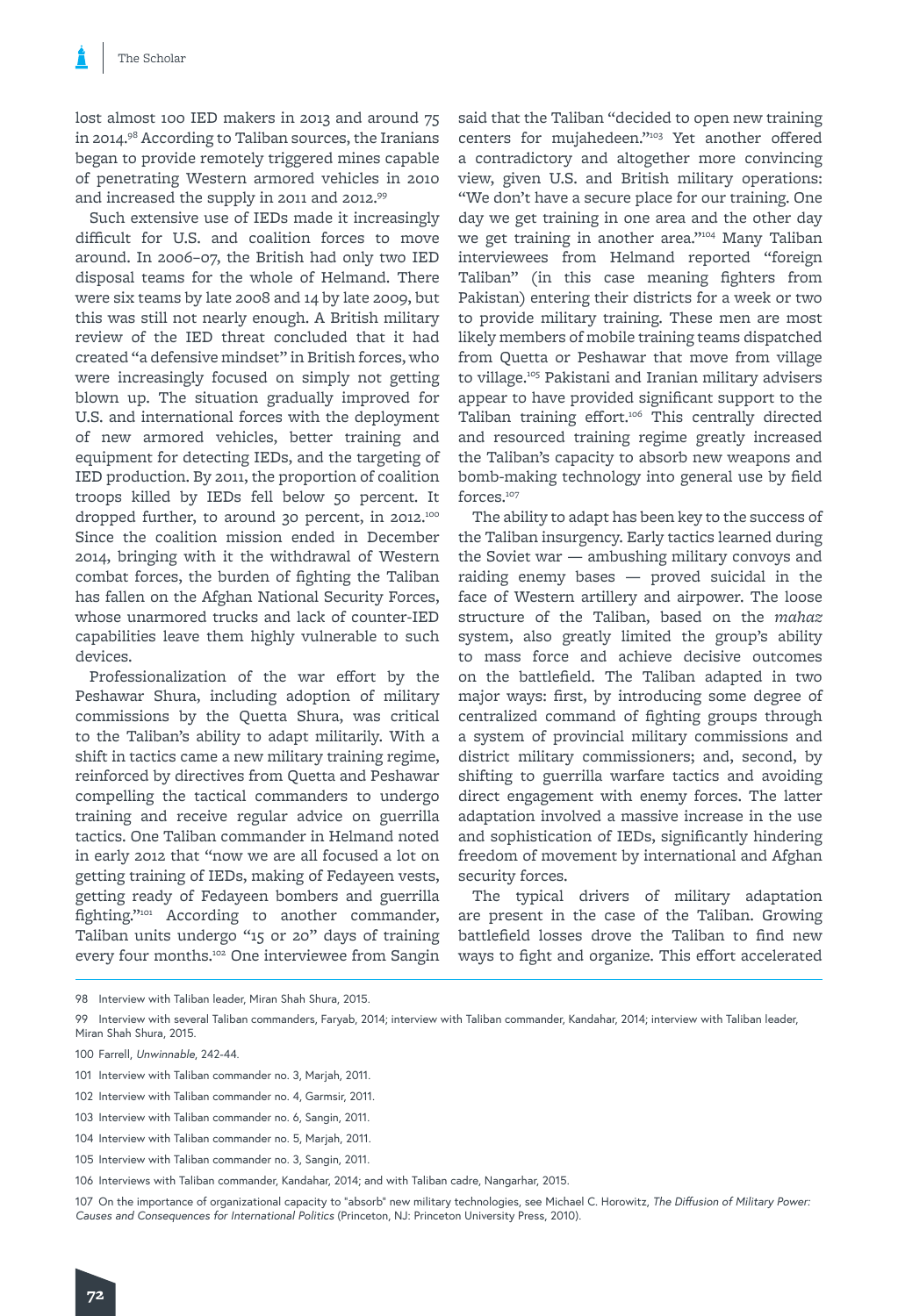lost almost 100 IED makers in 2013 and around 75 in 2014.[98] According to Taliban sources, the Iranians began to provide remotely triggered mines capable of penetrating Western armored vehicles in 2010 and increased the supply in 2011 and 2012.[99]

Such extensive use of IEDs made it increasingly difficult for U.S. and coalition forces to move around. In 2006–07, the British had only two IED disposal teams for the whole of Helmand. There were six teams by late 2008 and 14 by late 2009, but this was still not nearly enough. A British military review of the IED threat concluded that it had created "a defensive mindset" in British forces, who were increasingly focused on simply not getting blown up. The situation gradually improved for U.S. and international forces with the deployment of new armored vehicles, better training and equipment for detecting IEDs, and the targeting of IED production. By 2011, the proportion of coalition troops killed by IEDs fell below 50 percent. It dropped further, to around 30 percent, in 2012.[100] Since the coalition mission ended in December 2014, bringing with it the withdrawal of Western combat forces, the burden of fighting the Taliban has fallen on the Afghan National Security Forces, whose unarmored trucks and lack of counter-IED capabilities leave them highly vulnerable to such devices.

Professionalization of the war effort by the Peshawar Shura, including adoption of military commissions by the Quetta Shura, was critical to the Taliban's ability to adapt militarily. With a shift in tactics came a new military training regime, reinforced by directives from Quetta and Peshawar compelling the tactical commanders to undergo training and receive regular advice on guerilla tactics. One Taliban commander in Helmand noted in early 2012 that "now we are all focused a lot on getting training of IEDs, making of Fedayeen vests, getting ready of Fedayeen bombers and guerrilla fighting."[101] According to another commander, Taliban units undergo "15 or 20" days of training every four months.[102] One interviewee from Sangin said that the Taliban "decided to open new training centers for mujahedeen."[103] Yet another offered a contradictory and altogether more convincing view, given U.S. and British military operations: "We don't have a secure place for our training. One day we get training in one area and the other day we get training in another area."[104] Many Taliban interviewees from Helmand reported "foreign Taliban" (in this case meaning fighters from Pakistan) entering their districts for a week or two to provide military training. These men are most likely members of mobile training teams dispatched from Quetta or Peshawar that move from village to village.[105] Pakistani and Iranian military advisers appear to have provided significant support to the Taliban training effort.[106] This centrally directed and resourced training regime greatly increased the Taliban's capacity to absorb new weapons and bomb-making technology into general use by field forces.[107]

The ability to adapt has been key to the success of the Taliban insurgency. Early tactics learned during the Soviet war — ambushing military convoys and raiding enemy bases — proved suicidal in the face of Western artillery and airpower. The loose structure of the Taliban, based on the *mahaz* system, also greatly limited the group's ability to mass force and achieve decisive outcomes on the battlefield. The Taliban adapted in two major ways: first, by introducing some degree of centralized command of fighting groups through a system of provincial military commissions and district military commissioners; and, second, by shifting to guerrilla warfare tactics and avoiding direct engagement with enemy forces. The latter adaptation involved a massive increase in the use and sophistication of IEDs, significantly hindering freedom of movement by international and Afghan security forces.

The typical drivers of military adaptation are present in the case of the Taliban. Growing battlefield losses drove the Taliban to find new ways to fight and organize. This effort accelerated

---

98 Interview with Taliban leader, Miran Shah Shura, 2015.

99 Interview with several Taliban commanders, Faryab, 2014; interview with Taliban commander, Kandahar, 2014; interview with Taliban leader, Miran Shah Shura, 2015.

100 Farrell, *Unwinnable*, 242-44.

101 Interview with Taliban commander no. 3, Marjah, 2011.

102 Interview with Taliban commander no. 4, Garmsir, 2011.

103 Interview with Taliban commander no. 6, Sangin, 2011.

104 Interview with Taliban commander no. 5, Marjah, 2011.

105 Interview with Taliban commander no. 3, Sangin, 2011.

106 Interviews with Taliban commander, Kandahar, 2014; and with Taliban cadre, Nangarhar, 2015.

107 On the importance of organizational capacity to "absorb" new military technologies, see Michael C. Horowitz, *The Diffusion of Military Power: Causes and Consequences for International Politics* (Princeton, NJ: Princeton University Press, 2010).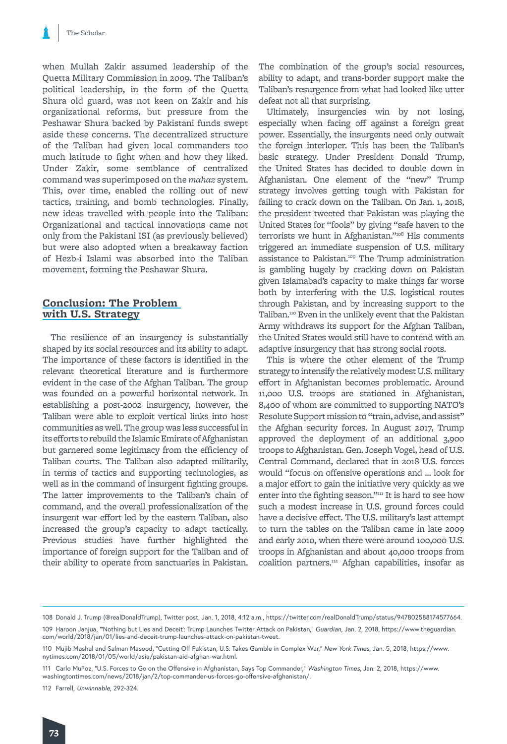when Mullah Zakir assumed leadership of the Quetta Military Commission in 2009. The Taliban's political leadership, in the form of the Quetta Shura old guard, was not keen on Zakir and his organizational reforms, but pressure from the Peshawar Shura backed by Pakistani funds swept aside these concerns. The decentralized structure of the Taliban had given local commanders too much latitude to fight when and how they liked. Under Zakir, some semblance of centralized command was superimposed on the *mahaz* system. This, over time, enabled the rolling out of new tactics, training, and bomb technologies. Finally, new ideas travelled with people into the Taliban: Organizational and tactical innovations came not only from the Pakistani ISI (as previously believed) but were also adopted when a breakaway faction of Hezb-i Islami was absorbed into the Taliban movement, forming the Peshawar Shura.

## Conclusion: The Problem with U.S. Strategy

The resilience of an insurgency is substantially shaped by its social resources and its ability to adapt. The importance of these factors is identified in the relevant theoretical literature and is furthermore evident in the case of the Afghan Taliban. The group was founded on a powerful horizontal network. In establishing a post-2002 insurgency, however, the Taliban were able to exploit vertical links into host communities as well. The group was less successful in its efforts to rebuild the Islamic Emirate of Afghanistan but garnered some legitimacy from the efficiency of Taliban courts. The Taliban also adapted militarily, in terms of tactics and supporting technologies, as well as in the command of insurgent fighting groups. The latter improvements to the Taliban's chain of command, and the overall professionalization of the insurgent war effort led by the eastern Taliban, also increased the group's capacity to adapt tactically. Previous studies have further highlighted the importance of foreign support for the Taliban and of their ability to operate from sanctuaries in Pakistan. The combination of the group's social resources, ability to adapt, and trans-border support make the Taliban's resurgence from what had looked like utter defeat not all that surprising.

Ultimately, insurgencies win by not losing, especially when facing off against a foreign great power. Essentially, the insurgents need only outwait the foreign interloper. This has been the Taliban's basic strategy. Under President Donald Trump, the United States has decided to double down in Afghanistan. One element of the "new" Trump strategy involves getting tough with Pakistan for failing to crack down on the Taliban. On Jan. 1, 2018, the president tweeted that Pakistan was playing the United States for "fools" by giving "safe haven to the terrorists we hunt in Afghanistan."[108] His comments triggered an immediate suspension of U.S. military assistance to Pakistan.[109] The Trump administration is gambling hugely by cracking down on Pakistan given Islamabad's capacity to make things far worse both by interfering with the U.S. logistical routes through Pakistan, and by increasing support to the Taliban.[110] Even in the unlikely event that the Pakistan Army withdraws its support for the Afghan Taliban, the United States would still have to contend with an adaptive insurgency that has strong social roots.

This is where the other element of the Trump strategy to intensify the relatively modest U.S. military effort in Afghanistan becomes problematic. Around 11,000 U.S. troops are stationed in Afghanistan, 8,400 of whom are committed to supporting NATO's Resolute Support mission to "train, advise, and assist" the Afghan security forces. In August 2017, Trump approved the deployment of an additional 3,900 troops to Afghanistan. Gen. Joseph Vogel, head of U.S. Central Command, declared that in 2018 U.S. forces would "focus on offensive operations and … look for a major effort to gain the initiative very quickly as we enter into the fighting season."[111] It is hard to see how such a modest increase in U.S. ground forces could have a decisive effect. The U.S. military's last attempt to turn the tables on the Taliban came in late 2009 and early 2010, when there were around 100,000 U.S. troops in Afghanistan and about 40,000 troops from coalition partners.[112] Afghan capabilities, insofar as

---

108 Donald J. Trump (@realDonaldTrump), Twitter post, Jan. 1, 2018, 4:12 a.m., https://twitter.com/realDonaldTrump/status/947802588174577664.

109 Haroon Janjua, "'Nothing but Lies and Deceit': Trump Launches Twitter Attack on Pakistan," *Guardian*, Jan. 2, 2018, https://www.theguardian.com/world/2018/jan/01/lies-and-deceit-trump-launches-attack-on-pakistan-tweet.

110 Mujib Mashal and Salman Masood, "Cutting Off Pakistan, U.S. Takes Gamble in Complex War," *New York Times*, Jan. 5, 2018, https://www.nytimes.com/2018/01/05/world/asia/pakistan-aid-afghan-war.html.

111 Carlo Muñoz, "U.S. Forces to Go on the Offensive in Afghanistan, Says Top Commander," *Washington Times*, Jan. 2, 2018, https://www.washingtontimes.com/news/2018/jan/2/top-commander-us-forces-go-offensive-afghanistan/.

112 Farrell, *Unwinnable*, 292-324.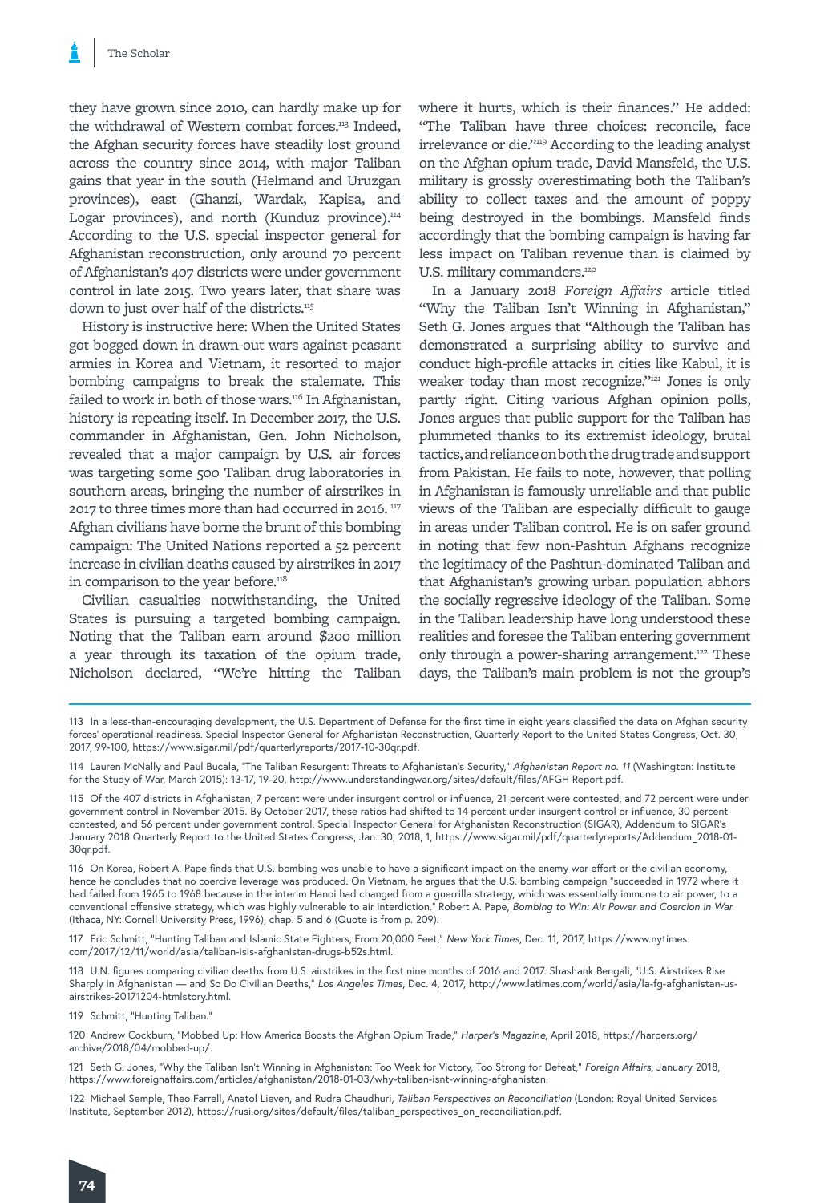they have grown since 2010, can hardly make up for the withdrawal of Western combat forces.[113] Indeed, the Afghan security forces have steadily lost ground across the country since 2014, with major Taliban gains that year in the south (Helmand and Uruzgan provinces), east (Ghanzi, Wardak, Kapisa, and Logar provinces), and north (Kunduz province).[114] According to the U.S. special inspector general for Afghanistan reconstruction, only around 70 percent of Afghanistan's 407 districts were under government control in late 2015. Two years later, that share was down to just over half of the districts.[115]

History is instructive here: When the United States got bogged down in drawn-out wars against peasant armies in Korea and Vietnam, it resorted to major bombing campaigns to break the stalemate. This failed to work in both of those wars.[116] In Afghanistan, history is repeating itself. In December 2017, the U.S. commander in Afghanistan, Gen. John Nicholson, revealed that a major campaign by U.S. air forces was targeting some 500 Taliban drug laboratories in southern areas, bringing the number of airstrikes in 2017 to three times more than had occurred in 2016.[117] Afghan civilians have borne the brunt of this bombing campaign: The United Nations reported a 52 percent increase in civilian deaths caused by airstrikes in 2017 in comparison to the year before.[118]

Civilian casualties notwithstanding, the United States is pursuing a targeted bombing campaign. Noting that the Taliban earn around $200 million a year through its taxation of the opium trade, Nicholson declared, "We're hitting the Taliban where it hurts, which is their finances." He added: "The Taliban have three choices: reconcile, face irrelevance or die."[119] According to the leading analyst on the Afghan opium trade, David Mansfeld, the U.S. military is grossly overestimating both the Taliban's ability to collect taxes and the amount of poppy being destroyed in the bombings. Mansfeld finds accordingly that the bombing campaign is having far less impact on Taliban revenue than is claimed by U.S. military commanders.[120]

In a January 2018 *Foreign Affairs* article titled "Why the Taliban Isn't Winning in Afghanistan," Seth G. Jones argues that "Although the Taliban has demonstrated a surprising ability to survive and conduct high-profile attacks in cities like Kabul, it is weaker today than most recognize."[121] Jones is only partly right. Citing various Afghan opinion polls, Jones argues that public support for the Taliban has plummeted thanks to its extremist ideology, brutal tactics, and reliance on both the drug trade and support from Pakistan. He fails to note, however, that polling in Afghanistan is famously unreliable and that public views of the Taliban are especially difficult to gauge in areas under Taliban control. He is on safer ground in noting that few non-Pashtun Afghans recognize the legitimacy of the Pashtun-dominated Taliban and that Afghanistan's growing urban population abhors the socially regressive ideology of the Taliban. Some in the Taliban leadership have long understood these realities and foresee the Taliban entering government only through a power-sharing arrangement.[122] These days, the Taliban's main problem is not the group's

---

113 In a less-than-encouraging development, the U.S. Department of Defense for the first time in eight years classified the data on Afghan security forces' operational readiness. Special Inspector General for Afghanistan Reconstruction, Quarterly Report to the United States Congress, Oct. 30, 2017, 99-100, https://www.sigar.mil/pdf/quarterlyreports/2017-10-30qr.pdf.

114 Lauren McNally and Paul Bucala, "The Taliban Resurgent: Threats to Afghanistan's Security," *Afghanistan Report no. 11* (Washington: Institute for the Study of War, March 2015): 13-17, 19-20, http://www.understandingwar.org/sites/default/files/AFGH Report.pdf.

115 Of the 407 districts in Afghanistan, 7 percent were under insurgent control or influence, 21 percent were contested, and 72 percent were under government control in November 2015. By October 2017, these ratios had shifted to 14 percent under insurgent control or influence, 30 percent contested, and 56 percent under government control. Special Inspector General for Afghanistan Reconstruction (SIGAR), Addendum to SIGAR's January 2018 Quarterly Report to the United States Congress, Jan. 30, 2018, 1, https://www.sigar.mil/pdf/quarterlyreports/Addendum_2018-01-30qr.pdf.

116 On Korea, Robert A. Pape finds that U.S. bombing was unable to have a significant impact on the enemy war effort or the civilian economy, hence he concludes that no coercive leverage was produced. On Vietnam, he argues that the U.S. bombing campaign "succeeded in 1972 where it had failed from 1965 to 1968 because in the interim Hanoi had changed from a guerrilla strategy, which was essentially immune to air power, to a conventional offensive strategy, which was highly vulnerable to air interdiction." Robert A. Pape, *Bombing to Win: Air Power and Coercion in War* (Ithaca, NY: Cornell University Press, 1996), chap. 5 and 6 (Quote is from p. 209).

117 Eric Schmitt, "Hunting Taliban and Islamic State Fighters, From 20,000 Feet," *New York Times*, Dec. 11, 2017, https://www.nytimes.com/2017/12/11/world/asia/taliban-isis-afghanistan-drugs-b52s.html.

118 U.N. figures comparing civilian deaths from U.S. airstrikes in the first nine months of 2016 and 2017. Shashank Bengali, "U.S. Airstrikes Rise Sharply in Afghanistan — and So Do Civilian Deaths," *Los Angeles Times*, Dec. 4, 2017, http://www.latimes.com/world/asia/la-fg-afghanistan-us-airstrikes-20171204-htmlstory.html.

119 Schmitt, "Hunting Taliban."

120 Andrew Cockburn, "Mobbed Up: How America Boosts the Afghan Opium Trade," *Harper's Magazine*, April 2018, https://harpers.org/archive/2018/04/mobbed-up/.

121 Seth G. Jones, "Why the Taliban Isn't Winning in Afghanistan: Too Weak for Victory, Too Strong for Defeat," *Foreign Affairs*, January 2018, https://www.foreignaffairs.com/articles/afghanistan/2018-01-03/why-taliban-isnt-winning-afghanistan.

122 Michael Semple, Theo Farrell, Anatol Lieven, and Rudra Chaudhuri, *Taliban Perspectives on Reconciliation* (London: Royal United Services Institute, September 2012), https://rusi.org/sites/default/files/taliban_perspectives_on_reconciliation.pdf.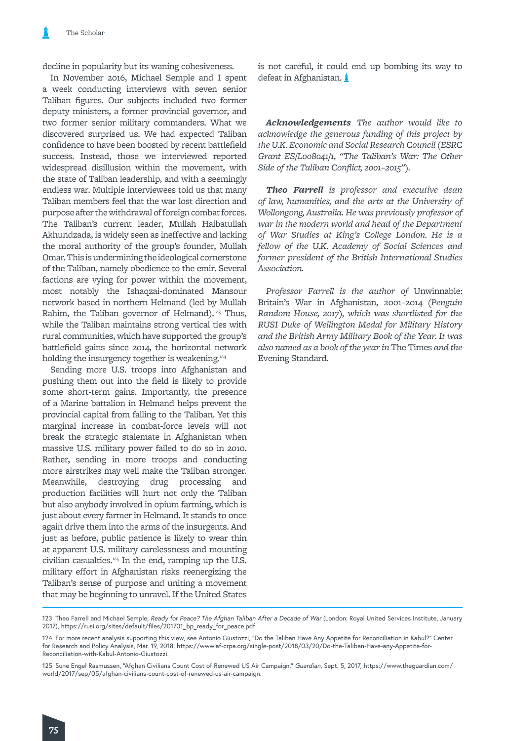decline in popularity but its waning cohesiveness.

In November 2016, Michael Semple and I spent a week conducting interviews with seven senior Taliban figures. Our subjects included two former deputy ministers, a former provincial governor, and two former senior military commanders. What we discovered surprised us. We had expected Taliban confidence to have been boosted by recent battlefield success. Instead, those we interviewed reported widespread disillusion within the movement, with the state of Taliban leadership, and with a seemingly endless war. Multiple interviewees told us that many Taliban members feel that the war lost direction and purpose after the withdrawal of foreign combat forces. The Taliban's current leader, Mullah Haibatullah Akhundzada, is widely seen as ineffective and lacking the moral authority of the group's founder, Mullah Omar. This is undermining the ideological cornerstone of the Taliban, namely obedience to the emir. Several factions are vying for power within the movement, most notably the Ishaqzai-dominated Mansour network based in northern Helmand (led by Mullah Rahim, the Taliban governor of Helmand).[123] Thus, while the Taliban maintains strong vertical ties with rural communities, which have supported the group's battlefield gains since 2014, the horizontal network holding the insurgency together is weakening.[124]

Sending more U.S. troops into Afghanistan and pushing them out into the field is likely to provide some short-term gains. Importantly, the presence of a Marine battalion in Helmand helps prevent the provincial capital from falling to the Taliban. Yet this marginal increase in combat-force levels will not break the strategic stalemate in Afghanistan when massive U.S. military power failed to do so in 2010. Rather, sending in more troops and conducting more airstrikes may well make the Taliban stronger. Meanwhile, destroying drug processing and production facilities will hurt not only the Taliban but also anybody involved in opium farming, which is just about every farmer in Helmand. It stands to once again drive them into the arms of the insurgents. And just as before, public patience is likely to wear thin at apparent U.S. military carelessness and mounting civilian casualties.[125] In the end, ramping up the U.S. military effort in Afghanistan risks reenergizing the Taliban's sense of purpose and uniting a movement that may be beginning to unravel. If the United States is not careful, it could end up bombing its way to defeat in Afghanistan.

***Acknowledgements*** *The author would like to acknowledge the generous funding of this project by the U.K. Economic and Social Research Council (ESRC Grant ES/L008041/1, "The Taliban's War: The Other Side of the Taliban Conflict, 2001–2015").*

***Theo Farrell*** *is professor and executive dean of law, humanities, and the arts at the University of Wollongong, Australia. He was previously professor of war in the modern world and head of the Department of War Studies at King's College London. He is a fellow of the U.K. Academy of Social Sciences and former president of the British International Studies Association.*

*Professor Farrell is the author of* Unwinnable: Britain's War in Afghanistan, 2001–2014 *(Penguin Random House, 2017), which was shortlisted for the RUSI Duke of Wellington Medal for Military History and the British Army Military Book of the Year. It was also named as a book of the year in* The Times *and the* Evening Standard.

---

123 Theo Farrell and Michael Semple, *Ready for Peace? The Afghan Taliban After a Decade of War* (London: Royal United Services Institute, January 2017), https://rusi.org/sites/default/files/201701_bp_ready_for_peace.pdf.

124 For more recent analysis supporting this view, see Antonio Giustozzi, "Do the Taliban Have Any Appetite for Reconciliation in Kabul?" Center for Research and Policy Analysis, Mar. 19, 2018, https://www.af-crpa.org/single-post/2018/03/20/Do-the-Taliban-Have-any-Appetite-for-Reconciliation-with-Kabul-Antonio-Giustozzi.

125 Sune Engel Rasmussen, "Afghan Civilians Count Cost of Renewed US Air Campaign," *Guardian*, Sept. 5, 2017, https://www.theguardian.com/world/2017/sep/05/afghan-civilians-count-cost-of-renewed-us-air-campaign.